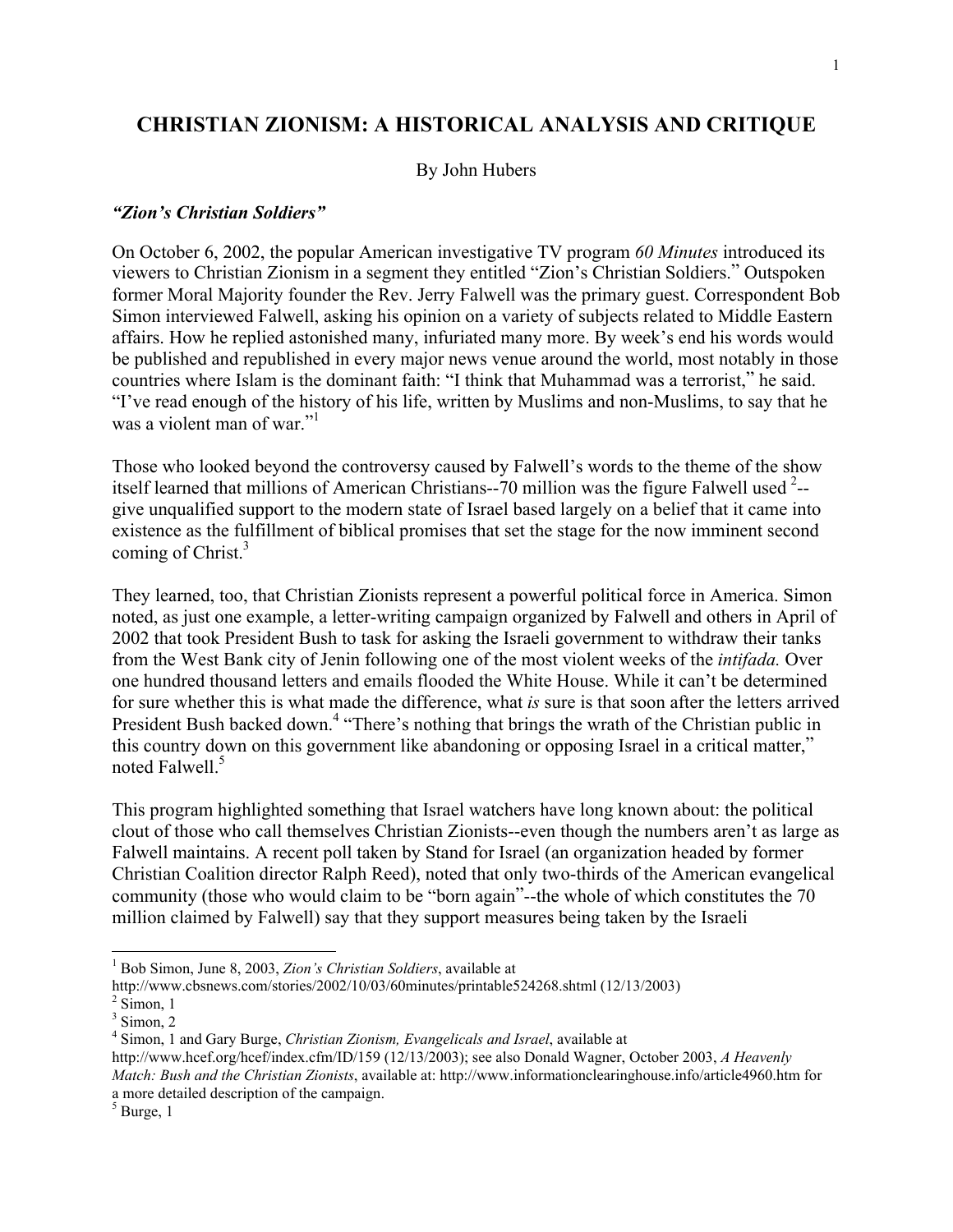# CHRISTIAN ZIONISM: A HISTORICAL ANALYSIS AND CRITIQUE

By John Hubers

### *"Zion's Christian Soldiers"*

On October 6, 2002, the popular American investigative TV program *60 Minutes* introduced its viewers to Christian Zionism in a segment they entitled "Zion's Christian Soldiers." Outspoken former Moral Majority founder the Rev. Jerry Falwell was the primary guest. Correspondent Bob Simon interviewed Falwell, asking his opinion on a variety of subjects related to Middle Eastern affairs. How he replied astonished many, infuriated many more. By week's end his words would be published and republished in every major news venue around the world, most notably in those countries where Islam is the dominant faith: "I think that Muhammad was a terrorist," he said. "I've read enough of the history of his life, written by Muslims and non-Muslims, to say that he was a violent man of war."[1]

Those who looked beyond the controversy caused by Falwell's words to the theme of the show itself learned that millions of American Christians--70 million was the figure Falwell used [2]--give unqualified support to the modern state of Israel based largely on a belief that it came into existence as the fulfillment of biblical promises that set the stage for the now imminent second coming of Christ.[3]

They learned, too, that Christian Zionists represent a powerful political force in America. Simon noted, as just one example, a letter-writing campaign organized by Falwell and others in April of 2002 that took President Bush to task for asking the Israeli government to withdraw their tanks from the West Bank city of Jenin following one of the most violent weeks of the *intifada.* Over one hundred thousand letters and emails flooded the White House. While it can't be determined for sure whether this is what made the difference, what *is* sure is that soon after the letters arrived President Bush backed down.[4] "There's nothing that brings the wrath of the Christian public in this country down on this government like abandoning or opposing Israel in a critical matter," noted Falwell.[5]

This program highlighted something that Israel watchers have long known about: the political clout of those who call themselves Christian Zionists--even though the numbers aren't as large as Falwell maintains. A recent poll taken by Stand for Israel (an organization headed by former Christian Coalition director Ralph Reed), noted that only two-thirds of the American evangelical community (those who would claim to be "born again"--the whole of which constitutes the 70 million claimed by Falwell) say that they support measures being taken by the Israeli

---

[1] Bob Simon, June 8, 2003, *Zion's Christian Soldiers*, available at http://www.cbsnews.com/stories/2002/10/03/60minutes/printable524268.shtml (12/13/2003)

[2] Simon, 1

[3] Simon, 2

[4] Simon, 1 and Gary Burge, *Christian Zionism, Evangelicals and Israel*, available at http://www.hcef.org/hcef/index.cfm/ID/159 (12/13/2003); see also Donald Wagner, October 2003, *A Heavenly Match: Bush and the Christian Zionists*, available at: http://www.informationclearinghouse.info/article4960.htm for a more detailed description of the campaign.

[5] Burge, 1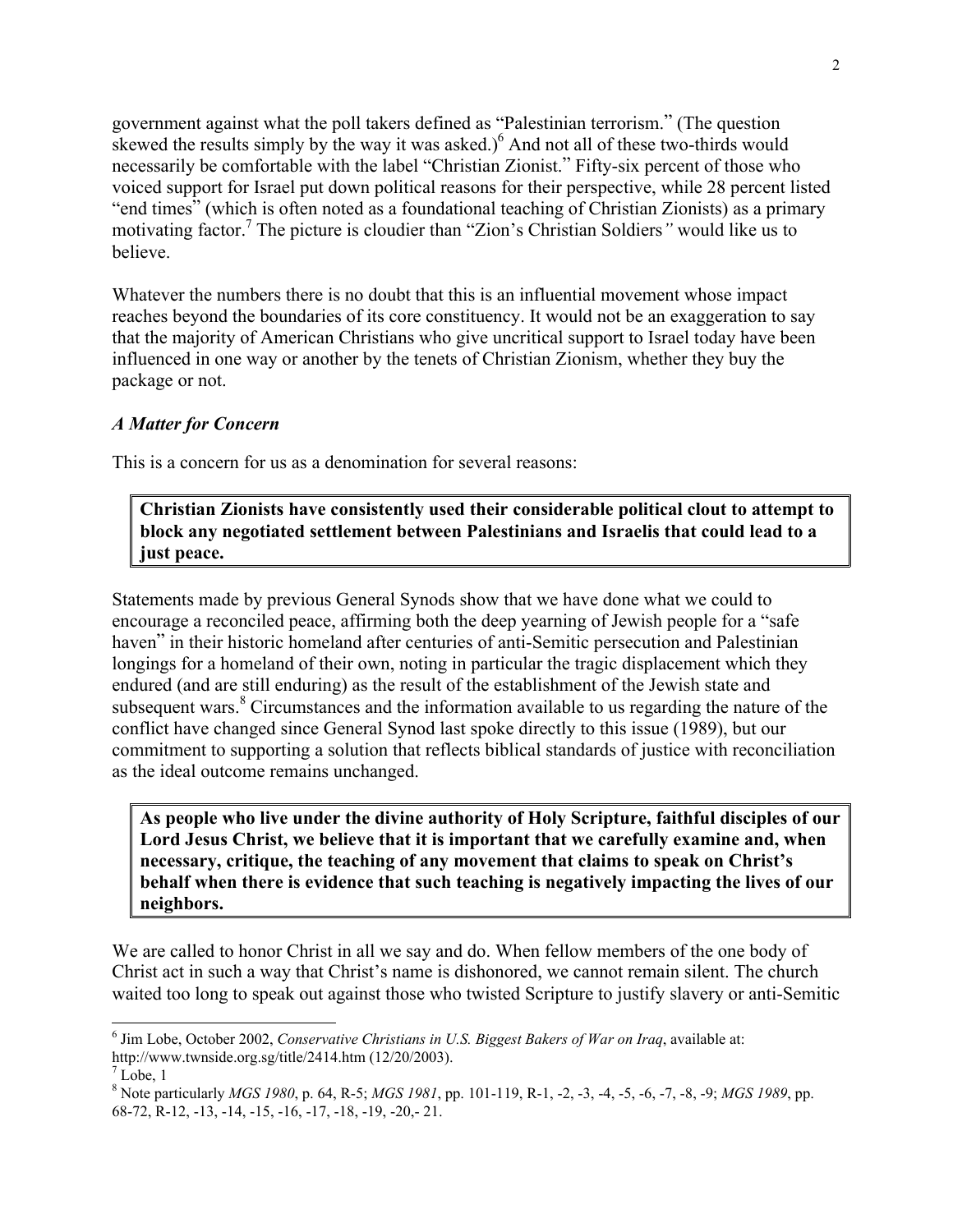government against what the poll takers defined as "Palestinian terrorism." (The question skewed the results simply by the way it was asked.)[6] And not all of these two-thirds would necessarily be comfortable with the label "Christian Zionist." Fifty-six percent of those who voiced support for Israel put down political reasons for their perspective, while 28 percent listed "end times" (which is often noted as a foundational teaching of Christian Zionists) as a primary motivating factor.[7] The picture is cloudier than "Zion's Christian Soldiers*"* would like us to believe.

Whatever the numbers there is no doubt that this is an influential movement whose impact reaches beyond the boundaries of its core constituency. It would not be an exaggeration to say that the majority of American Christians who give uncritical support to Israel today have been influenced in one way or another by the tenets of Christian Zionism, whether they buy the package or not.

### *A Matter for Concern*

This is a concern for us as a denomination for several reasons:

> **Christian Zionists have consistently used their considerable political clout to attempt to block any negotiated settlement between Palestinians and Israelis that could lead to a just peace.**

Statements made by previous General Synods show that we have done what we could to encourage a reconciled peace, affirming both the deep yearning of Jewish people for a "safe haven" in their historic homeland after centuries of anti-Semitic persecution and Palestinian longings for a homeland of their own, noting in particular the tragic displacement which they endured (and are still enduring) as the result of the establishment of the Jewish state and subsequent wars.[8] Circumstances and the information available to us regarding the nature of the conflict have changed since General Synod last spoke directly to this issue (1989), but our commitment to supporting a solution that reflects biblical standards of justice with reconciliation as the ideal outcome remains unchanged.

> **As people who live under the divine authority of Holy Scripture, faithful disciples of our Lord Jesus Christ, we believe that it is important that we carefully examine and, when necessary, critique, the teaching of any movement that claims to speak on Christ's behalf when there is evidence that such teaching is negatively impacting the lives of our neighbors.**

We are called to honor Christ in all we say and do. When fellow members of the one body of Christ act in such a way that Christ's name is dishonored, we cannot remain silent. The church waited too long to speak out against those who twisted Scripture to justify slavery or anti-Semitic

---

[6] Jim Lobe, October 2002, *Conservative Christians in U.S. Biggest Bakers of War on Iraq*, available at: http://www.twnside.org.sg/title/2414.htm (12/20/2003).

[7] Lobe, 1

[8] Note particularly *MGS 1980*, p. 64, R-5; *MGS 1981*, pp. 101-119, R-1, -2, -3, -4, -5, -6, -7, -8, -9; *MGS 1989*, pp. 68-72, R-12, -13, -14, -15, -16, -17, -18, -19, -20,- 21.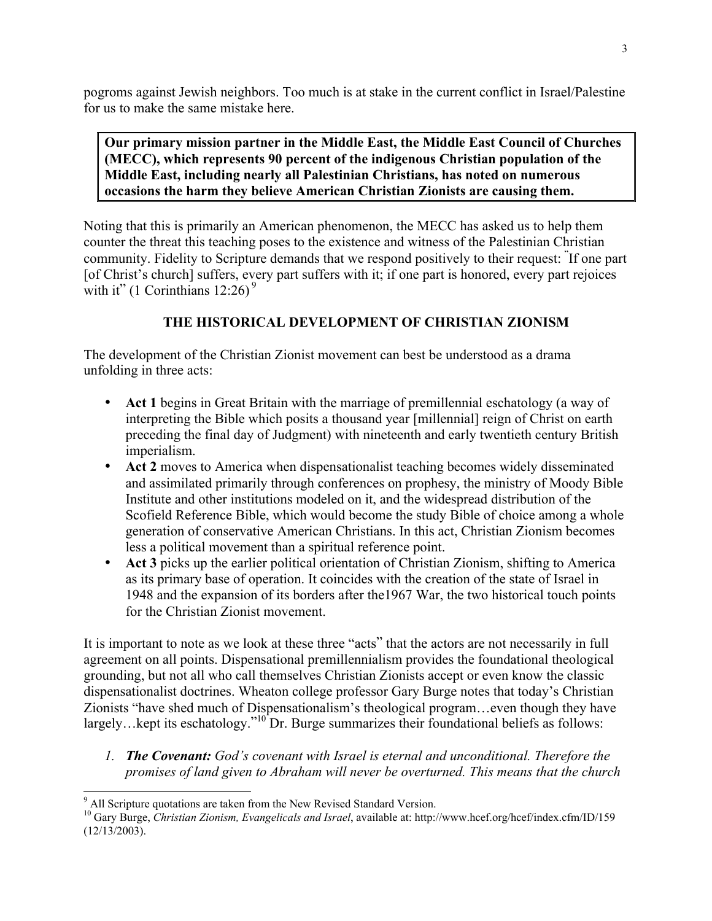pogroms against Jewish neighbors. Too much is at stake in the current conflict in Israel/Palestine for us to make the same mistake here.

**Our primary mission partner in the Middle East, the Middle East Council of Churches (MECC), which represents 90 percent of the indigenous Christian population of the Middle East, including nearly all Palestinian Christians, has noted on numerous occasions the harm they believe American Christian Zionists are causing them.**

Noting that this is primarily an American phenomenon, the MECC has asked us to help them counter the threat this teaching poses to the existence and witness of the Palestinian Christian community. Fidelity to Scripture demands that we respond positively to their request: "If one part [of Christ's church] suffers, every part suffers with it; if one part is honored, every part rejoices with it" (1 Corinthians 12:26) [9]

## THE HISTORICAL DEVELOPMENT OF CHRISTIAN ZIONISM

The development of the Christian Zionist movement can best be understood as a drama unfolding in three acts:

- **Act 1** begins in Great Britain with the marriage of premillennial eschatology (a way of interpreting the Bible which posits a thousand year [millennial] reign of Christ on earth preceding the final day of Judgment) with nineteenth and early twentieth century British imperialism.
- **Act 2** moves to America when dispensationalist teaching becomes widely disseminated and assimilated primarily through conferences on prophesy, the ministry of Moody Bible Institute and other institutions modeled on it, and the widespread distribution of the Scofield Reference Bible, which would become the study Bible of choice among a whole generation of conservative American Christians. In this act, Christian Zionism becomes less a political movement than a spiritual reference point.
- **Act 3** picks up the earlier political orientation of Christian Zionism, shifting to America as its primary base of operation. It coincides with the creation of the state of Israel in 1948 and the expansion of its borders after the1967 War, the two historical touch points for the Christian Zionist movement.

It is important to note as we look at these three "acts" that the actors are not necessarily in full agreement on all points. Dispensational premillennialism provides the foundational theological grounding, but not all who call themselves Christian Zionists accept or even know the classic dispensationalist doctrines. Wheaton college professor Gary Burge notes that today's Christian Zionists "have shed much of Dispensationalism's theological program…even though they have largely…kept its eschatology."[10] Dr. Burge summarizes their foundational beliefs as follows:

1. ***The Covenant:*** *God's covenant with Israel is eternal and unconditional. Therefore the promises of land given to Abraham will never be overturned. This means that the church*

---

[9] All Scripture quotations are taken from the New Revised Standard Version.

[10] Gary Burge, *Christian Zionism, Evangelicals and Israel*, available at: http://www.hcef.org/hcef/index.cfm/ID/159 (12/13/2003).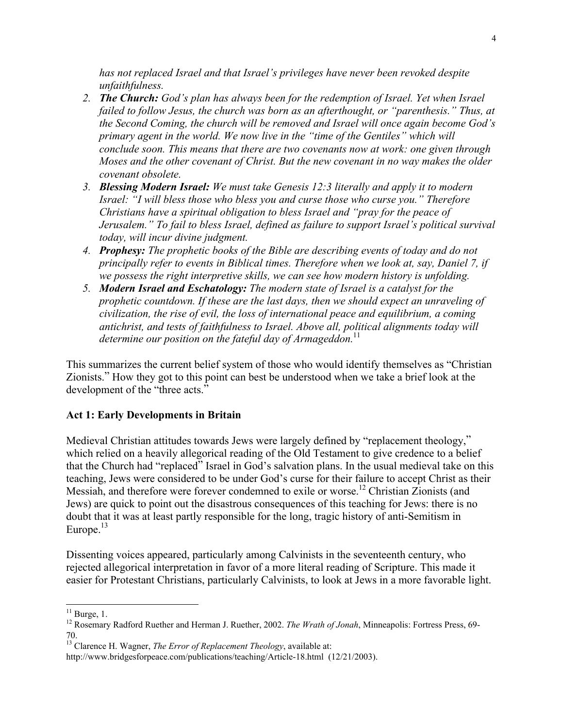*has not replaced Israel and that Israel's privileges have never been revoked despite unfaithfulness.*

2. ***The Church:*** *God's plan has always been for the redemption of Israel. Yet when Israel failed to follow Jesus, the church was born as an afterthought, or "parenthesis." Thus, at the Second Coming, the church will be removed and Israel will once again become God's primary agent in the world. We now live in the "time of the Gentiles" which will conclude soon. This means that there are two covenants now at work: one given through Moses and the other covenant of Christ. But the new covenant in no way makes the older covenant obsolete.*
3. ***Blessing Modern Israel:*** *We must take Genesis 12:3 literally and apply it to modern Israel: "I will bless those who bless you and curse those who curse you." Therefore Christians have a spiritual obligation to bless Israel and "pray for the peace of Jerusalem." To fail to bless Israel, defined as failure to support Israel's political survival today, will incur divine judgment.*
4. ***Prophesy:*** *The prophetic books of the Bible are describing events of today and do not principally refer to events in Biblical times. Therefore when we look at, say, Daniel 7, if we possess the right interpretive skills, we can see how modern history is unfolding.*
5. ***Modern Israel and Eschatology:*** *The modern state of Israel is a catalyst for the prophetic countdown. If these are the last days, then we should expect an unraveling of civilization, the rise of evil, the loss of international peace and equilibrium, a coming antichrist, and tests of faithfulness to Israel. Above all, political alignments today will determine our position on the fateful day of Armageddon.*[11]

This summarizes the current belief system of those who would identify themselves as "Christian Zionists." How they got to this point can best be understood when we take a brief look at the development of the "three acts."

## Act 1: Early Developments in Britain

Medieval Christian attitudes towards Jews were largely defined by "replacement theology," which relied on a heavily allegorical reading of the Old Testament to give credence to a belief that the Church had "replaced" Israel in God's salvation plans. In the usual medieval take on this teaching, Jews were considered to be under God's curse for their failure to accept Christ as their Messiah, and therefore were forever condemned to exile or worse.[12] Christian Zionists (and Jews) are quick to point out the disastrous consequences of this teaching for Jews: there is no doubt that it was at least partly responsible for the long, tragic history of anti-Semitism in Europe.[13]

Dissenting voices appeared, particularly among Calvinists in the seventeenth century, who rejected allegorical interpretation in favor of a more literal reading of Scripture. This made it easier for Protestant Christians, particularly Calvinists, to look at Jews in a more favorable light.

---

[11] Burge, 1.

[12] Rosemary Radford Ruether and Herman J. Ruether, 2002. *The Wrath of Jonah*, Minneapolis: Fortress Press, 69-70.

[13] Clarence H. Wagner, *The Error of Replacement Theology*, available at: http://www.bridgesforpeace.com/publications/teaching/Article-18.html (12/21/2003).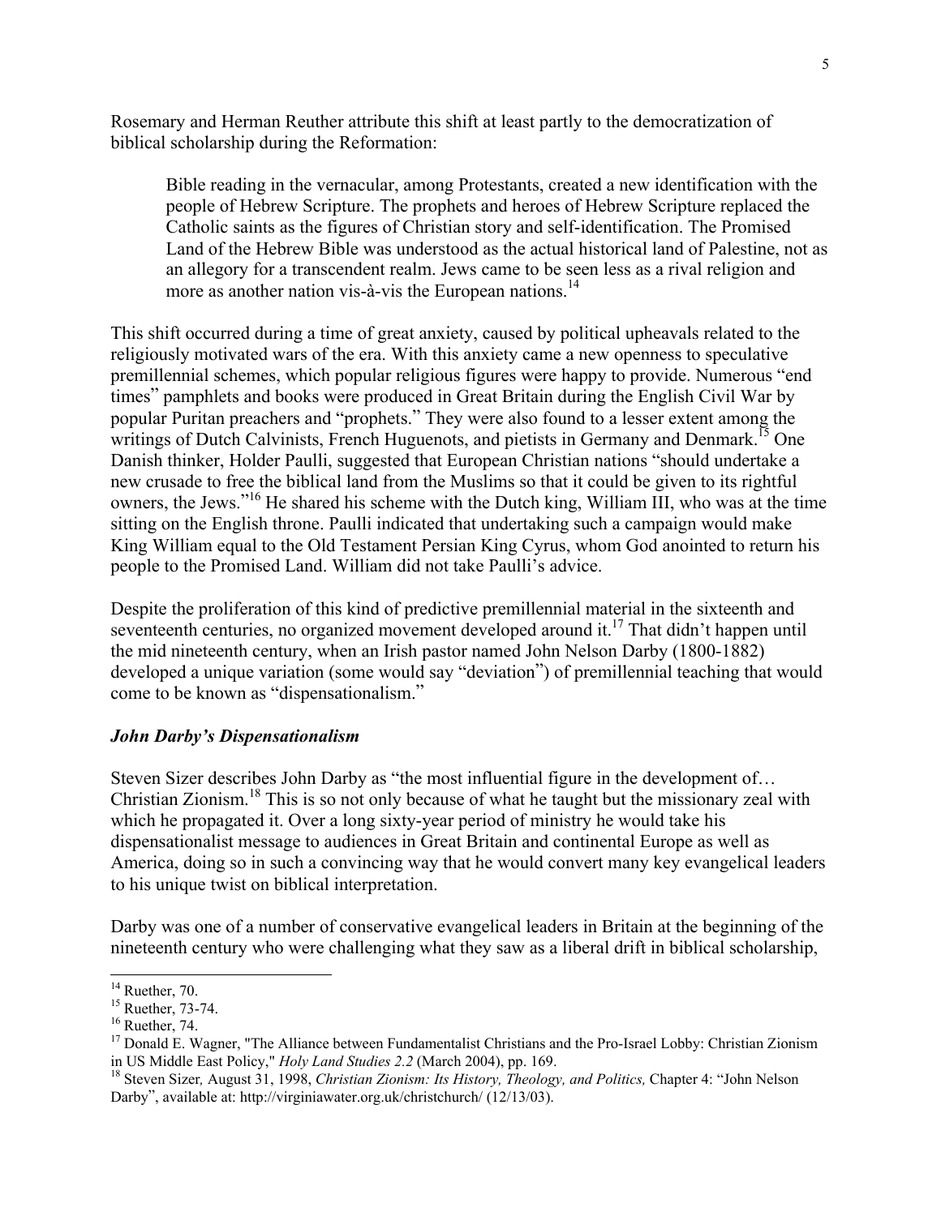Rosemary and Herman Reuther attribute this shift at least partly to the democratization of biblical scholarship during the Reformation:

> Bible reading in the vernacular, among Protestants, created a new identification with the people of Hebrew Scripture. The prophets and heroes of Hebrew Scripture replaced the Catholic saints as the figures of Christian story and self-identification. The Promised Land of the Hebrew Bible was understood as the actual historical land of Palestine, not as an allegory for a transcendent realm. Jews came to be seen less as a rival religion and more as another nation vis-à-vis the European nations.[14]

This shift occurred during a time of great anxiety, caused by political upheavals related to the religiously motivated wars of the era. With this anxiety came a new openness to speculative premillennial schemes, which popular religious figures were happy to provide. Numerous "end times" pamphlets and books were produced in Great Britain during the English Civil War by popular Puritan preachers and "prophets." They were also found to a lesser extent among the writings of Dutch Calvinists, French Huguenots, and pietists in Germany and Denmark.[15] One Danish thinker, Holder Paulli, suggested that European Christian nations "should undertake a new crusade to free the biblical land from the Muslims so that it could be given to its rightful owners, the Jews."[16] He shared his scheme with the Dutch king, William III, who was at the time sitting on the English throne. Paulli indicated that undertaking such a campaign would make King William equal to the Old Testament Persian King Cyrus, whom God anointed to return his people to the Promised Land. William did not take Paulli's advice.

Despite the proliferation of this kind of predictive premillennial material in the sixteenth and seventeenth centuries, no organized movement developed around it.[17] That didn't happen until the mid nineteenth century, when an Irish pastor named John Nelson Darby (1800-1882) developed a unique variation (some would say "deviation") of premillennial teaching that would come to be known as "dispensationalism."

### *John Darby's Dispensationalism*

Steven Sizer describes John Darby as "the most influential figure in the development of… Christian Zionism.[18] This is so not only because of what he taught but the missionary zeal with which he propagated it. Over a long sixty-year period of ministry he would take his dispensationalist message to audiences in Great Britain and continental Europe as well as America, doing so in such a convincing way that he would convert many key evangelical leaders to his unique twist on biblical interpretation.

Darby was one of a number of conservative evangelical leaders in Britain at the beginning of the nineteenth century who were challenging what they saw as a liberal drift in biblical scholarship,

---

[14] Ruether, 70.

[15] Ruether, 73-74.

[16] Ruether, 74.

[17] Donald E. Wagner, "The Alliance between Fundamentalist Christians and the Pro-Israel Lobby: Christian Zionism in US Middle East Policy," *Holy Land Studies 2.2* (March 2004), pp. 169.

[18] Steven Sizer, August 31, 1998, *Christian Zionism: Its History, Theology, and Politics,* Chapter 4: "John Nelson Darby", available at: http://virginiawater.org.uk/christchurch/ (12/13/03).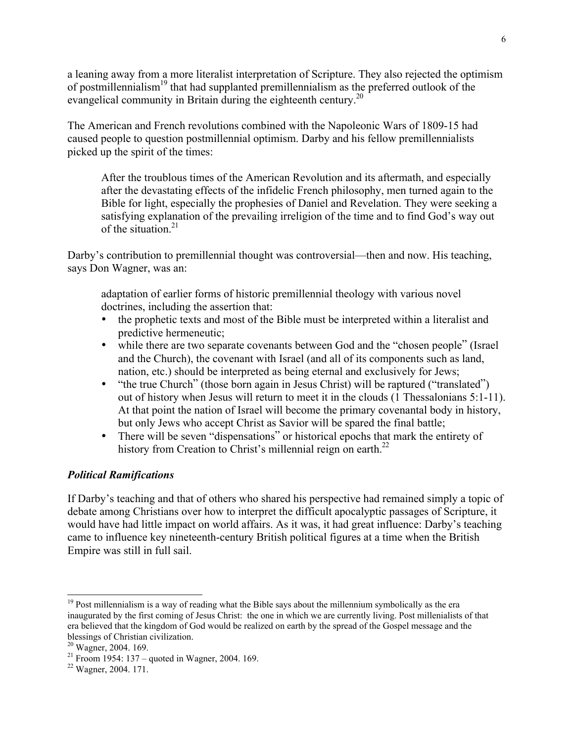a leaning away from a more literalist interpretation of Scripture. They also rejected the optimism of postmillennialism[19] that had supplanted premillennialism as the preferred outlook of the evangelical community in Britain during the eighteenth century.[20]

The American and French revolutions combined with the Napoleonic Wars of 1809-15 had caused people to question postmillennial optimism. Darby and his fellow premillennialists picked up the spirit of the times:

> After the troublous times of the American Revolution and its aftermath, and especially after the devastating effects of the infidelic French philosophy, men turned again to the Bible for light, especially the prophesies of Daniel and Revelation. They were seeking a satisfying explanation of the prevailing irreligion of the time and to find God's way out of the situation.[21]

Darby's contribution to premillennial thought was controversial—then and now. His teaching, says Don Wagner, was an:

> adaptation of earlier forms of historic premillennial theology with various novel doctrines, including the assertion that:
>
> - the prophetic texts and most of the Bible must be interpreted within a literalist and predictive hermeneutic;
> - while there are two separate covenants between God and the "chosen people" (Israel and the Church), the covenant with Israel (and all of its components such as land, nation, etc.) should be interpreted as being eternal and exclusively for Jews;
> - "the true Church" (those born again in Jesus Christ) will be raptured ("translated") out of history when Jesus will return to meet it in the clouds (1 Thessalonians 5:1-11). At that point the nation of Israel will become the primary covenantal body in history, but only Jews who accept Christ as Savior will be spared the final battle;
> - There will be seven "dispensations" or historical epochs that mark the entirety of history from Creation to Christ's millennial reign on earth.[22]

### *Political Ramifications*

If Darby's teaching and that of others who shared his perspective had remained simply a topic of debate among Christians over how to interpret the difficult apocalyptic passages of Scripture, it would have had little impact on world affairs. As it was, it had great influence: Darby's teaching came to influence key nineteenth-century British political figures at a time when the British Empire was still in full sail.

---

[19] Post millennialism is a way of reading what the Bible says about the millennium symbolically as the era inaugurated by the first coming of Jesus Christ: the one in which we are currently living. Post millenialists of that era believed that the kingdom of God would be realized on earth by the spread of the Gospel message and the blessings of Christian civilization.

[20] Wagner, 2004. 169.

[21] Froom 1954: 137 – quoted in Wagner, 2004. 169.

[22] Wagner, 2004. 171.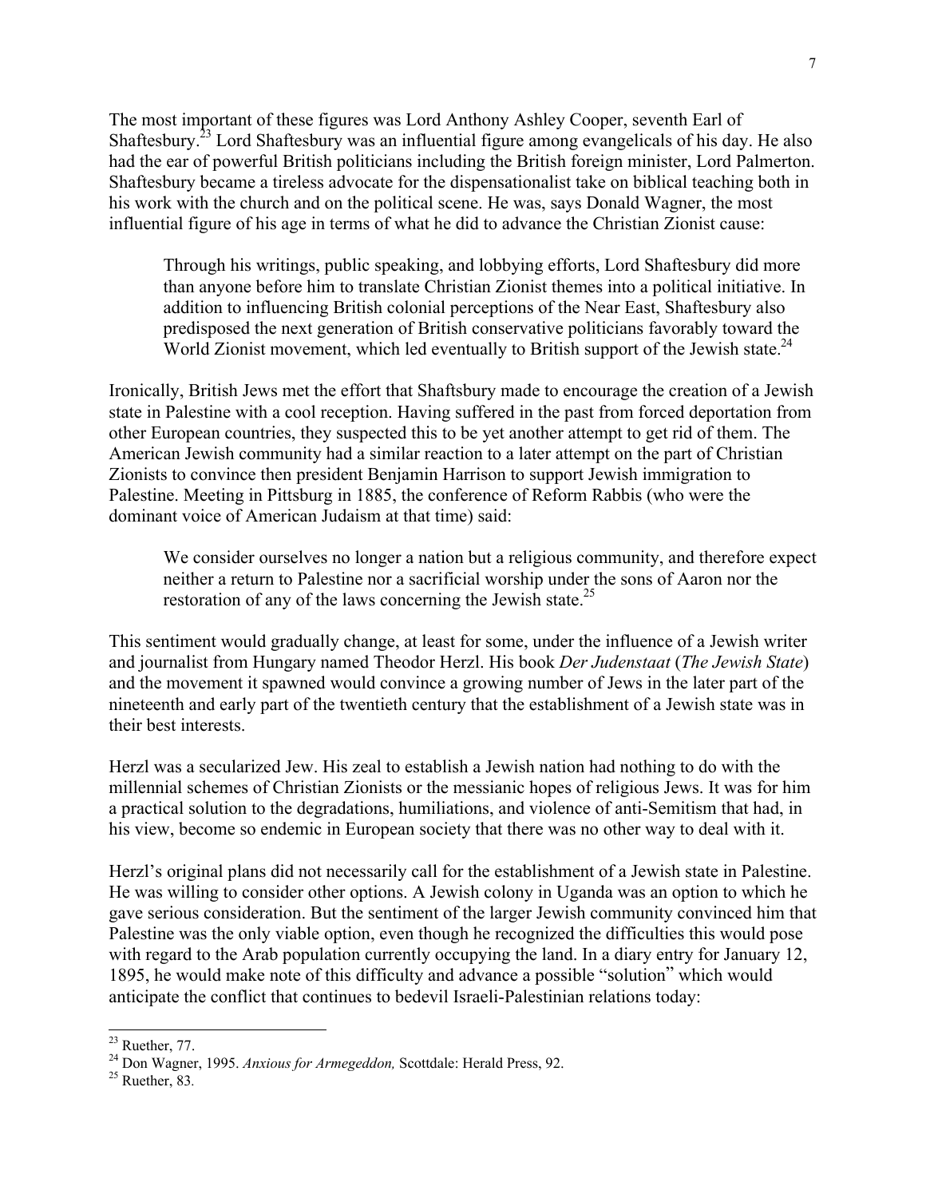The most important of these figures was Lord Anthony Ashley Cooper, seventh Earl of Shaftesbury.[23] Lord Shaftesbury was an influential figure among evangelicals of his day. He also had the ear of powerful British politicians including the British foreign minister, Lord Palmerton. Shaftesbury became a tireless advocate for the dispensationalist take on biblical teaching both in his work with the church and on the political scene. He was, says Donald Wagner, the most influential figure of his age in terms of what he did to advance the Christian Zionist cause:

> Through his writings, public speaking, and lobbying efforts, Lord Shaftesbury did more than anyone before him to translate Christian Zionist themes into a political initiative. In addition to influencing British colonial perceptions of the Near East, Shaftesbury also predisposed the next generation of British conservative politicians favorably toward the World Zionist movement, which led eventually to British support of the Jewish state.[24]

Ironically, British Jews met the effort that Shaftsbury made to encourage the creation of a Jewish state in Palestine with a cool reception. Having suffered in the past from forced deportation from other European countries, they suspected this to be yet another attempt to get rid of them. The American Jewish community had a similar reaction to a later attempt on the part of Christian Zionists to convince then president Benjamin Harrison to support Jewish immigration to Palestine. Meeting in Pittsburg in 1885, the conference of Reform Rabbis (who were the dominant voice of American Judaism at that time) said:

> We consider ourselves no longer a nation but a religious community, and therefore expect neither a return to Palestine nor a sacrificial worship under the sons of Aaron nor the restoration of any of the laws concerning the Jewish state.[25]

This sentiment would gradually change, at least for some, under the influence of a Jewish writer and journalist from Hungary named Theodor Herzl. His book *Der Judenstaat* (*The Jewish State*) and the movement it spawned would convince a growing number of Jews in the later part of the nineteenth and early part of the twentieth century that the establishment of a Jewish state was in their best interests.

Herzl was a secularized Jew. His zeal to establish a Jewish nation had nothing to do with the millennial schemes of Christian Zionists or the messianic hopes of religious Jews. It was for him a practical solution to the degradations, humiliations, and violence of anti-Semitism that had, in his view, become so endemic in European society that there was no other way to deal with it.

Herzl's original plans did not necessarily call for the establishment of a Jewish state in Palestine. He was willing to consider other options. A Jewish colony in Uganda was an option to which he gave serious consideration. But the sentiment of the larger Jewish community convinced him that Palestine was the only viable option, even though he recognized the difficulties this would pose with regard to the Arab population currently occupying the land. In a diary entry for January 12, 1895, he would make note of this difficulty and advance a possible "solution" which would anticipate the conflict that continues to bedevil Israeli-Palestinian relations today:

---

[23] Ruether, 77.

[24] Don Wagner, 1995. *Anxious for Armegeddon,* Scottdale: Herald Press, 92.

[25] Ruether, 83.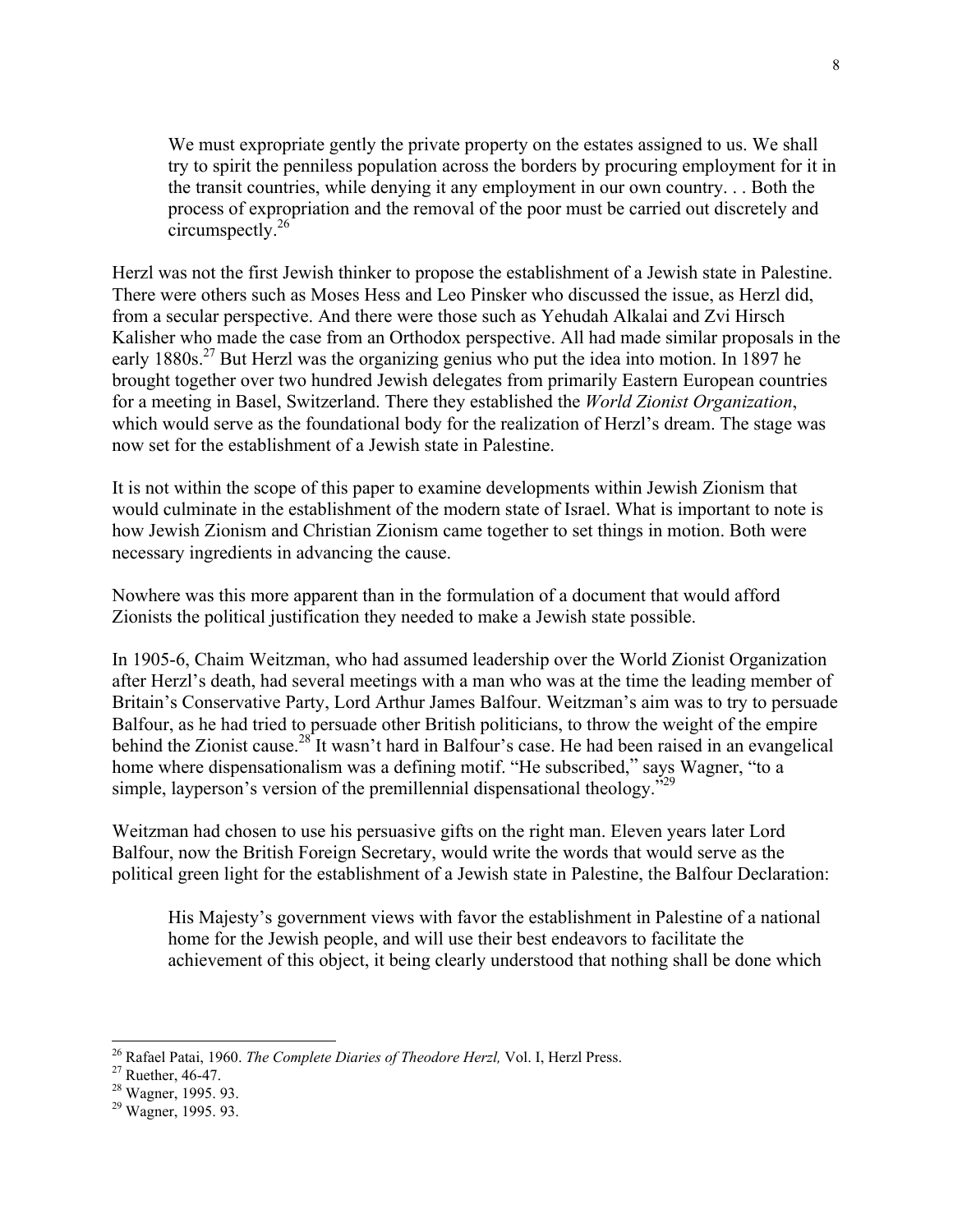> We must expropriate gently the private property on the estates assigned to us. We shall try to spirit the penniless population across the borders by procuring employment for it in the transit countries, while denying it any employment in our own country. . . Both the process of expropriation and the removal of the poor must be carried out discretely and circumspectly.[26]

Herzl was not the first Jewish thinker to propose the establishment of a Jewish state in Palestine. There were others such as Moses Hess and Leo Pinsker who discussed the issue, as Herzl did, from a secular perspective. And there were those such as Yehudah Alkalai and Zvi Hirsch Kalisher who made the case from an Orthodox perspective. All had made similar proposals in the early 1880s.[27] But Herzl was the organizing genius who put the idea into motion. In 1897 he brought together over two hundred Jewish delegates from primarily Eastern European countries for a meeting in Basel, Switzerland. There they established the *World Zionist Organization*, which would serve as the foundational body for the realization of Herzl's dream. The stage was now set for the establishment of a Jewish state in Palestine.

It is not within the scope of this paper to examine developments within Jewish Zionism that would culminate in the establishment of the modern state of Israel. What is important to note is how Jewish Zionism and Christian Zionism came together to set things in motion. Both were necessary ingredients in advancing the cause.

Nowhere was this more apparent than in the formulation of a document that would afford Zionists the political justification they needed to make a Jewish state possible.

In 1905-6, Chaim Weitzman, who had assumed leadership over the World Zionist Organization after Herzl's death, had several meetings with a man who was at the time the leading member of Britain's Conservative Party, Lord Arthur James Balfour. Weitzman's aim was to try to persuade Balfour, as he had tried to persuade other British politicians, to throw the weight of the empire behind the Zionist cause.[28] It wasn't hard in Balfour's case. He had been raised in an evangelical home where dispensationalism was a defining motif. "He subscribed," says Wagner, "to a simple, layperson's version of the premillennial dispensational theology."[29]

Weitzman had chosen to use his persuasive gifts on the right man. Eleven years later Lord Balfour, now the British Foreign Secretary, would write the words that would serve as the political green light for the establishment of a Jewish state in Palestine, the Balfour Declaration:

> His Majesty's government views with favor the establishment in Palestine of a national home for the Jewish people, and will use their best endeavors to facilitate the achievement of this object, it being clearly understood that nothing shall be done which

---

[26] Rafael Patai, 1960. *The Complete Diaries of Theodore Herzl,* Vol. I, Herzl Press.

[27] Ruether, 46-47.

[28] Wagner, 1995. 93.

[29] Wagner, 1995. 93.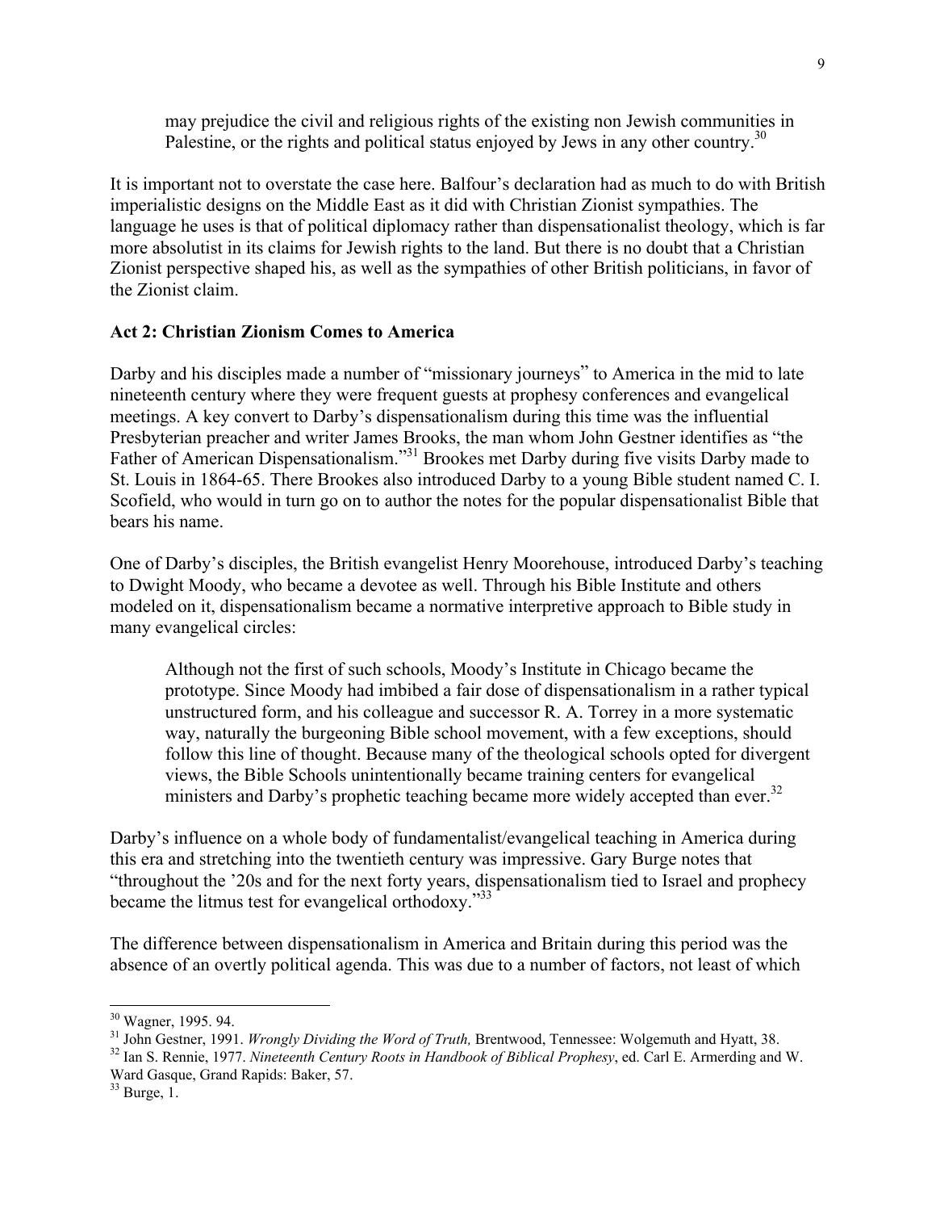> may prejudice the civil and religious rights of the existing non Jewish communities in Palestine, or the rights and political status enjoyed by Jews in any other country.[30]

It is important not to overstate the case here. Balfour's declaration had as much to do with British imperialistic designs on the Middle East as it did with Christian Zionist sympathies. The language he uses is that of political diplomacy rather than dispensationalist theology, which is far more absolutist in its claims for Jewish rights to the land. But there is no doubt that a Christian Zionist perspective shaped his, as well as the sympathies of other British politicians, in favor of the Zionist claim.

**Act 2: Christian Zionism Comes to America**

Darby and his disciples made a number of "missionary journeys" to America in the mid to late nineteenth century where they were frequent guests at prophesy conferences and evangelical meetings. A key convert to Darby's dispensationalism during this time was the influential Presbyterian preacher and writer James Brooks, the man whom John Gestner identifies as "the Father of American Dispensationalism."[31] Brookes met Darby during five visits Darby made to St. Louis in 1864-65. There Brookes also introduced Darby to a young Bible student named C. I. Scofield, who would in turn go on to author the notes for the popular dispensationalist Bible that bears his name.

One of Darby's disciples, the British evangelist Henry Moorehouse, introduced Darby's teaching to Dwight Moody, who became a devotee as well. Through his Bible Institute and others modeled on it, dispensationalism became a normative interpretive approach to Bible study in many evangelical circles:

> Although not the first of such schools, Moody's Institute in Chicago became the prototype. Since Moody had imbibed a fair dose of dispensationalism in a rather typical unstructured form, and his colleague and successor R. A. Torrey in a more systematic way, naturally the burgeoning Bible school movement, with a few exceptions, should follow this line of thought. Because many of the theological schools opted for divergent views, the Bible Schools unintentionally became training centers for evangelical ministers and Darby's prophetic teaching became more widely accepted than ever.[32]

Darby's influence on a whole body of fundamentalist/evangelical teaching in America during this era and stretching into the twentieth century was impressive. Gary Burge notes that "throughout the '20s and for the next forty years, dispensationalism tied to Israel and prophecy became the litmus test for evangelical orthodoxy."[33]

The difference between dispensationalism in America and Britain during this period was the absence of an overtly political agenda. This was due to a number of factors, not least of which

---

[30] Wagner, 1995. 94.

[31] John Gestner, 1991. *Wrongly Dividing the Word of Truth,* Brentwood, Tennessee: Wolgemuth and Hyatt, 38.

[32] Ian S. Rennie, 1977. *Nineteenth Century Roots in Handbook of Biblical Prophesy*, ed. Carl E. Armerding and W. Ward Gasque, Grand Rapids: Baker, 57.

[33] Burge, 1.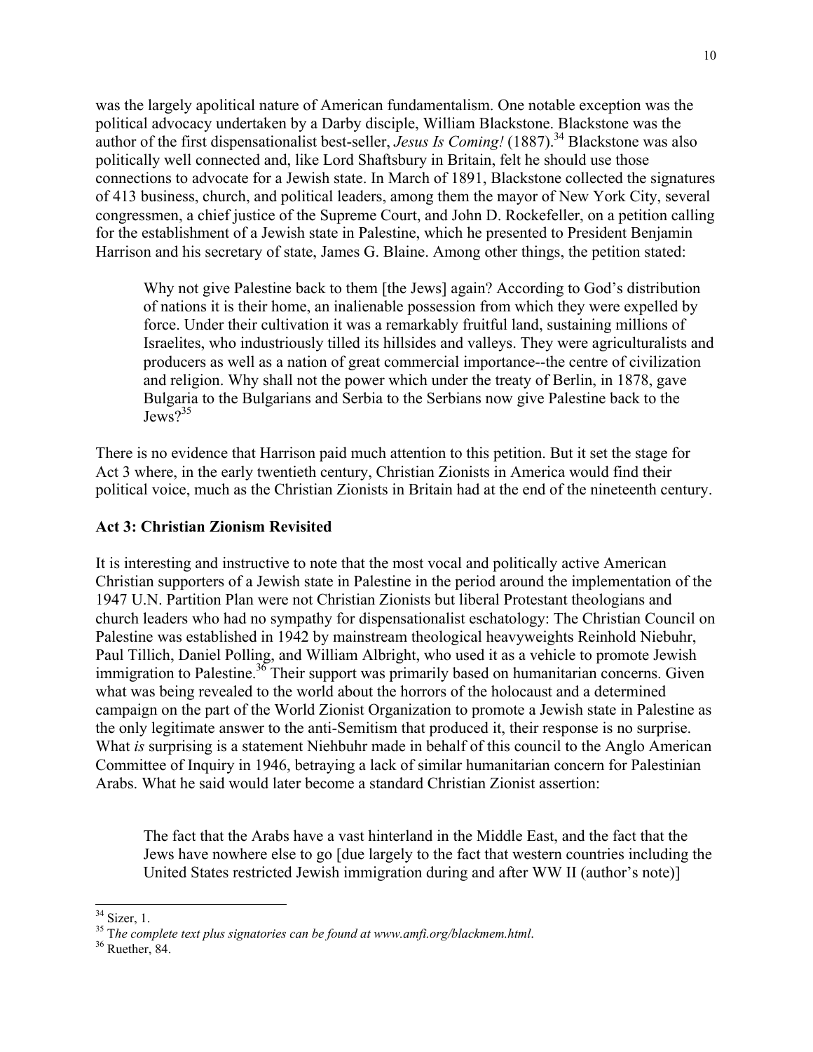was the largely apolitical nature of American fundamentalism. One notable exception was the political advocacy undertaken by a Darby disciple, William Blackstone. Blackstone was the author of the first dispensationalist best-seller, *Jesus Is Coming!* (1887).[34] Blackstone was also politically well connected and, like Lord Shaftsbury in Britain, felt he should use those connections to advocate for a Jewish state. In March of 1891, Blackstone collected the signatures of 413 business, church, and political leaders, among them the mayor of New York City, several congressmen, a chief justice of the Supreme Court, and John D. Rockefeller, on a petition calling for the establishment of a Jewish state in Palestine, which he presented to President Benjamin Harrison and his secretary of state, James G. Blaine. Among other things, the petition stated:

> Why not give Palestine back to them [the Jews] again? According to God's distribution of nations it is their home, an inalienable possession from which they were expelled by force. Under their cultivation it was a remarkably fruitful land, sustaining millions of Israelites, who industriously tilled its hillsides and valleys. They were agriculturalists and producers as well as a nation of great commercial importance--the centre of civilization and religion. Why shall not the power which under the treaty of Berlin, in 1878, gave Bulgaria to the Bulgarians and Serbia to the Serbians now give Palestine back to the Jews?[35]

There is no evidence that Harrison paid much attention to this petition. But it set the stage for Act 3 where, in the early twentieth century, Christian Zionists in America would find their political voice, much as the Christian Zionists in Britain had at the end of the nineteenth century.

### Act 3: Christian Zionism Revisited

It is interesting and instructive to note that the most vocal and politically active American Christian supporters of a Jewish state in Palestine in the period around the implementation of the 1947 U.N. Partition Plan were not Christian Zionists but liberal Protestant theologians and church leaders who had no sympathy for dispensationalist eschatology: The Christian Council on Palestine was established in 1942 by mainstream theological heavyweights Reinhold Niebuhr, Paul Tillich, Daniel Polling, and William Albright, who used it as a vehicle to promote Jewish immigration to Palestine.[36] Their support was primarily based on humanitarian concerns. Given what was being revealed to the world about the horrors of the holocaust and a determined campaign on the part of the World Zionist Organization to promote a Jewish state in Palestine as the only legitimate answer to the anti-Semitism that produced it, their response is no surprise. What *is* surprising is a statement Niehbuhr made in behalf of this council to the Anglo American Committee of Inquiry in 1946, betraying a lack of similar humanitarian concern for Palestinian Arabs. What he said would later become a standard Christian Zionist assertion:

> The fact that the Arabs have a vast hinterland in the Middle East, and the fact that the Jews have nowhere else to go [due largely to the fact that western countries including the United States restricted Jewish immigration during and after WW II (author's note)]

---

[34] Sizer, 1.

[35] T*he complete text plus signatories can be found at www.amfi.org/blackmem.html*.

[36] Ruether, 84.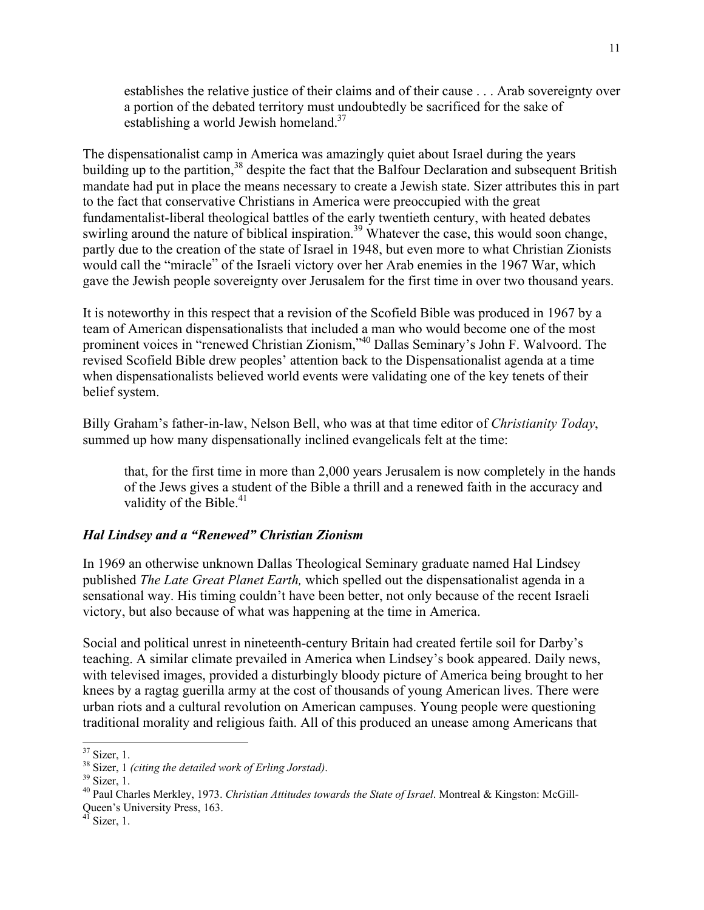> establishes the relative justice of their claims and of their cause . . . Arab sovereignty over a portion of the debated territory must undoubtedly be sacrificed for the sake of establishing a world Jewish homeland.[37]

The dispensationalist camp in America was amazingly quiet about Israel during the years building up to the partition,[38] despite the fact that the Balfour Declaration and subsequent British mandate had put in place the means necessary to create a Jewish state. Sizer attributes this in part to the fact that conservative Christians in America were preoccupied with the great fundamentalist-liberal theological battles of the early twentieth century, with heated debates swirling around the nature of biblical inspiration.[39] Whatever the case, this would soon change, partly due to the creation of the state of Israel in 1948, but even more to what Christian Zionists would call the "miracle" of the Israeli victory over her Arab enemies in the 1967 War, which gave the Jewish people sovereignty over Jerusalem for the first time in over two thousand years.

It is noteworthy in this respect that a revision of the Scofield Bible was produced in 1967 by a team of American dispensationalists that included a man who would become one of the most prominent voices in "renewed Christian Zionism,"[40] Dallas Seminary's John F. Walvoord. The revised Scofield Bible drew peoples' attention back to the Dispensationalist agenda at a time when dispensationalists believed world events were validating one of the key tenets of their belief system.

Billy Graham's father-in-law, Nelson Bell, who was at that time editor of *Christianity Today*, summed up how many dispensationally inclined evangelicals felt at the time:

> that, for the first time in more than 2,000 years Jerusalem is now completely in the hands of the Jews gives a student of the Bible a thrill and a renewed faith in the accuracy and validity of the Bible.[41]

### *Hal Lindsey and a "Renewed" Christian Zionism*

In 1969 an otherwise unknown Dallas Theological Seminary graduate named Hal Lindsey published *The Late Great Planet Earth,* which spelled out the dispensationalist agenda in a sensational way. His timing couldn't have been better, not only because of the recent Israeli victory, but also because of what was happening at the time in America.

Social and political unrest in nineteenth-century Britain had created fertile soil for Darby's teaching. A similar climate prevailed in America when Lindsey's book appeared. Daily news, with televised images, provided a disturbingly bloody picture of America being brought to her knees by a ragtag guerilla army at the cost of thousands of young American lives. There were urban riots and a cultural revolution on American campuses. Young people were questioning traditional morality and religious faith. All of this produced an unease among Americans that

---

[37] Sizer, 1.

[38] Sizer, 1 *(citing the detailed work of Erling Jorstad)*.

[39] Sizer, 1.

[40] Paul Charles Merkley, 1973. *Christian Attitudes towards the State of Israel*. Montreal & Kingston: McGill-Queen's University Press, 163.

[41] Sizer, 1.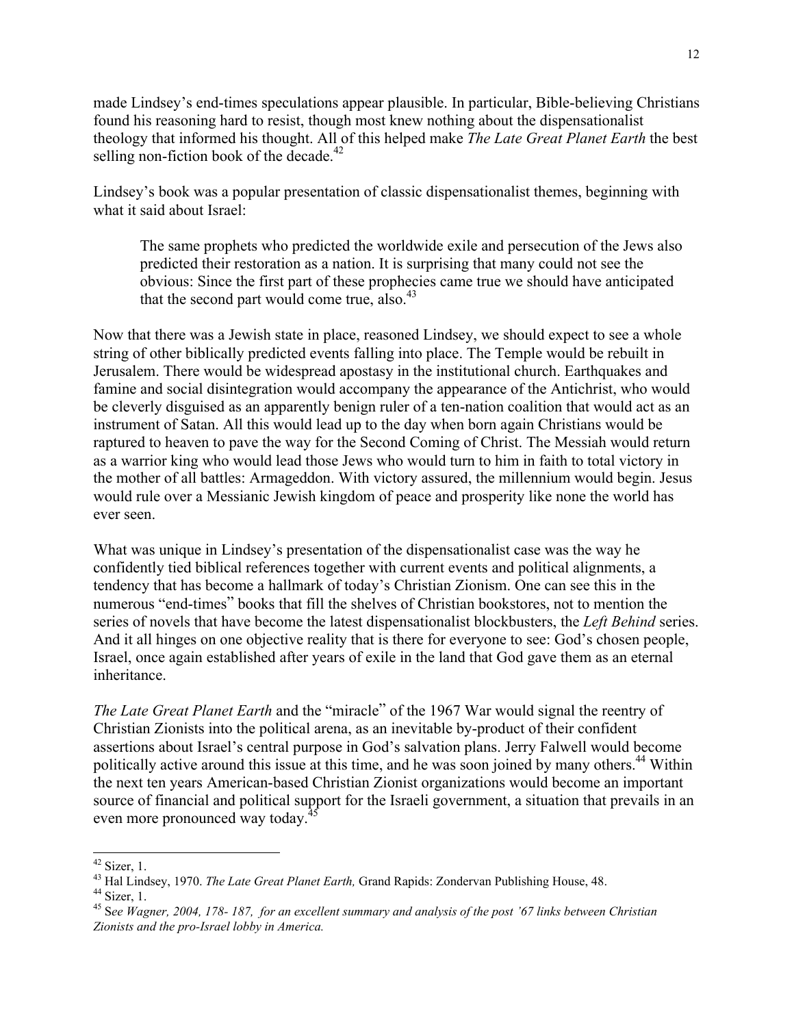made Lindsey's end-times speculations appear plausible. In particular, Bible-believing Christians found his reasoning hard to resist, though most knew nothing about the dispensationalist theology that informed his thought. All of this helped make *The Late Great Planet Earth* the best selling non-fiction book of the decade.[42]

Lindsey's book was a popular presentation of classic dispensationalist themes, beginning with what it said about Israel:

> The same prophets who predicted the worldwide exile and persecution of the Jews also predicted their restoration as a nation. It is surprising that many could not see the obvious: Since the first part of these prophecies came true we should have anticipated that the second part would come true, also.[43]

Now that there was a Jewish state in place, reasoned Lindsey, we should expect to see a whole string of other biblically predicted events falling into place. The Temple would be rebuilt in Jerusalem. There would be widespread apostasy in the institutional church. Earthquakes and famine and social disintegration would accompany the appearance of the Antichrist, who would be cleverly disguised as an apparently benign ruler of a ten-nation coalition that would act as an instrument of Satan. All this would lead up to the day when born again Christians would be raptured to heaven to pave the way for the Second Coming of Christ. The Messiah would return as a warrior king who would lead those Jews who would turn to him in faith to total victory in the mother of all battles: Armageddon. With victory assured, the millennium would begin. Jesus would rule over a Messianic Jewish kingdom of peace and prosperity like none the world has ever seen.

What was unique in Lindsey's presentation of the dispensationalist case was the way he confidently tied biblical references together with current events and political alignments, a tendency that has become a hallmark of today's Christian Zionism. One can see this in the numerous "end-times" books that fill the shelves of Christian bookstores, not to mention the series of novels that have become the latest dispensationalist blockbusters, the *Left Behind* series. And it all hinges on one objective reality that is there for everyone to see: God's chosen people, Israel, once again established after years of exile in the land that God gave them as an eternal inheritance.

*The Late Great Planet Earth* and the "miracle" of the 1967 War would signal the reentry of Christian Zionists into the political arena, as an inevitable by-product of their confident assertions about Israel's central purpose in God's salvation plans. Jerry Falwell would become politically active around this issue at this time, and he was soon joined by many others.[44] Within the next ten years American-based Christian Zionist organizations would become an important source of financial and political support for the Israeli government, a situation that prevails in an even more pronounced way today.[45]

---

[42] Sizer, 1.

[43] Hal Lindsey, 1970. *The Late Great Planet Earth,* Grand Rapids: Zondervan Publishing House, 48.

[44] Sizer, 1.

[45] S*ee Wagner, 2004, 178- 187, for an excellent summary and analysis of the post '67 links between Christian Zionists and the pro-Israel lobby in America.*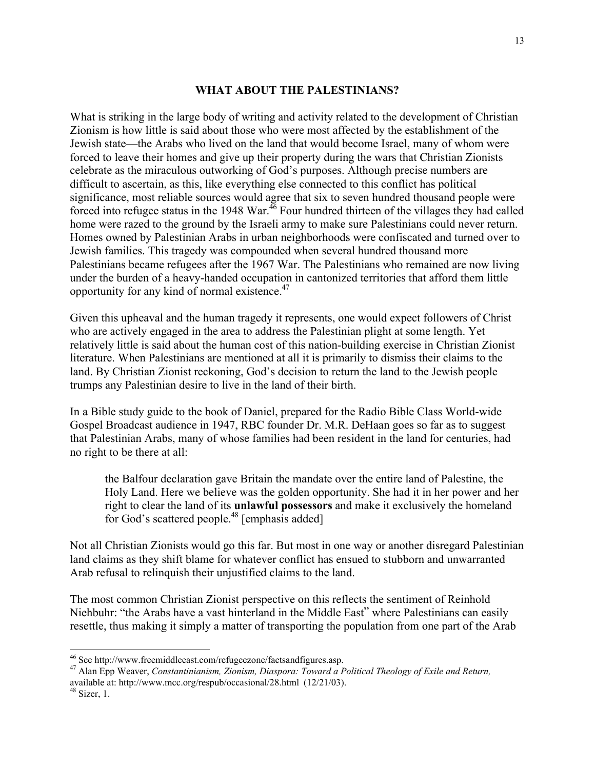## WHAT ABOUT THE PALESTINIANS?

What is striking in the large body of writing and activity related to the development of Christian Zionism is how little is said about those who were most affected by the establishment of the Jewish state—the Arabs who lived on the land that would become Israel, many of whom were forced to leave their homes and give up their property during the wars that Christian Zionists celebrate as the miraculous outworking of God's purposes. Although precise numbers are difficult to ascertain, as this, like everything else connected to this conflict has political significance, most reliable sources would agree that six to seven hundred thousand people were forced into refugee status in the 1948 War.[46] Four hundred thirteen of the villages they had called home were razed to the ground by the Israeli army to make sure Palestinians could never return. Homes owned by Palestinian Arabs in urban neighborhoods were confiscated and turned over to Jewish families. This tragedy was compounded when several hundred thousand more Palestinians became refugees after the 1967 War. The Palestinians who remained are now living under the burden of a heavy-handed occupation in cantonized territories that afford them little opportunity for any kind of normal existence.[47]

Given this upheaval and the human tragedy it represents, one would expect followers of Christ who are actively engaged in the area to address the Palestinian plight at some length. Yet relatively little is said about the human cost of this nation-building exercise in Christian Zionist literature. When Palestinians are mentioned at all it is primarily to dismiss their claims to the land. By Christian Zionist reckoning, God's decision to return the land to the Jewish people trumps any Palestinian desire to live in the land of their birth.

In a Bible study guide to the book of Daniel, prepared for the Radio Bible Class World-wide Gospel Broadcast audience in 1947, RBC founder Dr. M.R. DeHaan goes so far as to suggest that Palestinian Arabs, many of whose families had been resident in the land for centuries, had no right to be there at all:

> the Balfour declaration gave Britain the mandate over the entire land of Palestine, the Holy Land. Here we believe was the golden opportunity. She had it in her power and her right to clear the land of its **unlawful possessors** and make it exclusively the homeland for God's scattered people.[48] [emphasis added]

Not all Christian Zionists would go this far. But most in one way or another disregard Palestinian land claims as they shift blame for whatever conflict has ensued to stubborn and unwarranted Arab refusal to relinquish their unjustified claims to the land.

The most common Christian Zionist perspective on this reflects the sentiment of Reinhold Niehbuhr: "the Arabs have a vast hinterland in the Middle East" where Palestinians can easily resettle, thus making it simply a matter of transporting the population from one part of the Arab

---

[46] See http://www.freemiddleeast.com/refugeezone/factsandfigures.asp.

[47] Alan Epp Weaver, *Constantinianism, Zionism, Diaspora: Toward a Political Theology of Exile and Return,* available at: http://www.mcc.org/respub/occasional/28.html (12/21/03).

[48] Sizer, 1.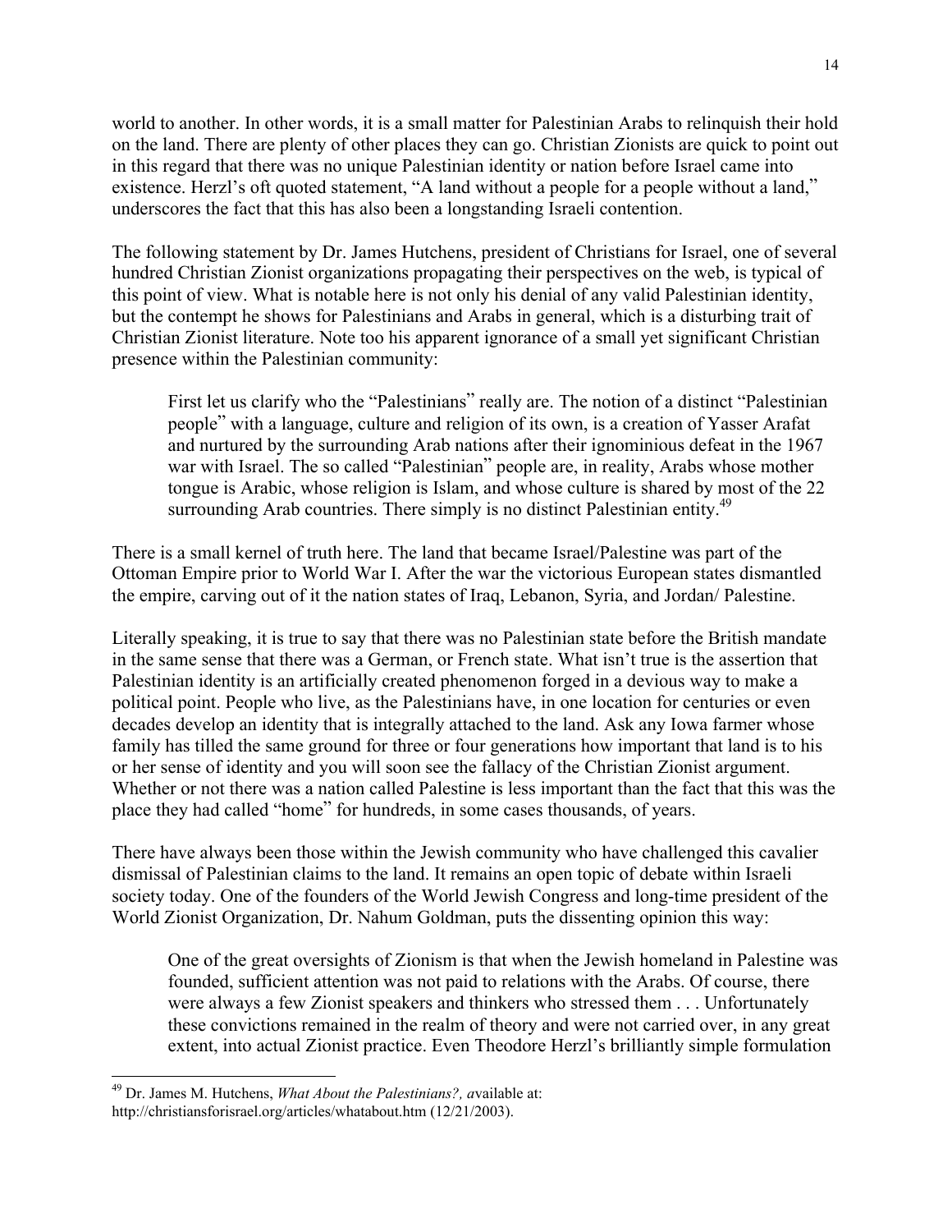world to another. In other words, it is a small matter for Palestinian Arabs to relinquish their hold on the land. There are plenty of other places they can go. Christian Zionists are quick to point out in this regard that there was no unique Palestinian identity or nation before Israel came into existence. Herzl's oft quoted statement, "A land without a people for a people without a land," underscores the fact that this has also been a longstanding Israeli contention.

The following statement by Dr. James Hutchens, president of Christians for Israel, one of several hundred Christian Zionist organizations propagating their perspectives on the web, is typical of this point of view. What is notable here is not only his denial of any valid Palestinian identity, but the contempt he shows for Palestinians and Arabs in general, which is a disturbing trait of Christian Zionist literature. Note too his apparent ignorance of a small yet significant Christian presence within the Palestinian community:

> First let us clarify who the "Palestinians" really are. The notion of a distinct "Palestinian people" with a language, culture and religion of its own, is a creation of Yasser Arafat and nurtured by the surrounding Arab nations after their ignominious defeat in the 1967 war with Israel. The so called "Palestinian" people are, in reality, Arabs whose mother tongue is Arabic, whose religion is Islam, and whose culture is shared by most of the 22 surrounding Arab countries. There simply is no distinct Palestinian entity.[49]

There is a small kernel of truth here. The land that became Israel/Palestine was part of the Ottoman Empire prior to World War I. After the war the victorious European states dismantled the empire, carving out of it the nation states of Iraq, Lebanon, Syria, and Jordan/ Palestine.

Literally speaking, it is true to say that there was no Palestinian state before the British mandate in the same sense that there was a German, or French state. What isn't true is the assertion that Palestinian identity is an artificially created phenomenon forged in a devious way to make a political point. People who live, as the Palestinians have, in one location for centuries or even decades develop an identity that is integrally attached to the land. Ask any Iowa farmer whose family has tilled the same ground for three or four generations how important that land is to his or her sense of identity and you will soon see the fallacy of the Christian Zionist argument. Whether or not there was a nation called Palestine is less important than the fact that this was the place they had called "home" for hundreds, in some cases thousands, of years.

There have always been those within the Jewish community who have challenged this cavalier dismissal of Palestinian claims to the land. It remains an open topic of debate within Israeli society today. One of the founders of the World Jewish Congress and long-time president of the World Zionist Organization, Dr. Nahum Goldman, puts the dissenting opinion this way:

> One of the great oversights of Zionism is that when the Jewish homeland in Palestine was founded, sufficient attention was not paid to relations with the Arabs. Of course, there were always a few Zionist speakers and thinkers who stressed them . . . Unfortunately these convictions remained in the realm of theory and were not carried over, in any great extent, into actual Zionist practice. Even Theodore Herzl's brilliantly simple formulation

[49] Dr. James M. Hutchens, *What About the Palestinians?,* available at: http://christiansforisrael.org/articles/whatabout.htm (12/21/2003).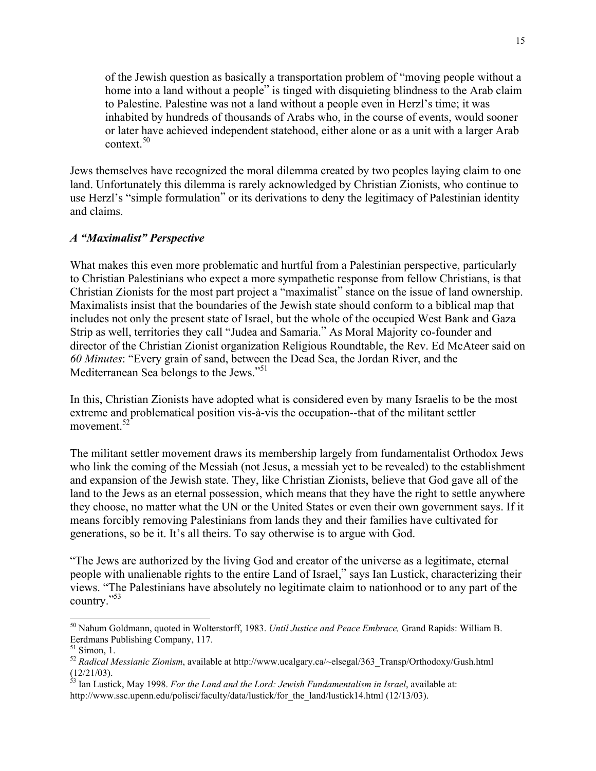> of the Jewish question as basically a transportation problem of "moving people without a home into a land without a people" is tinged with disquieting blindness to the Arab claim to Palestine. Palestine was not a land without a people even in Herzl's time; it was inhabited by hundreds of thousands of Arabs who, in the course of events, would sooner or later have achieved independent statehood, either alone or as a unit with a larger Arab context.[50]

Jews themselves have recognized the moral dilemma created by two peoples laying claim to one land. Unfortunately this dilemma is rarely acknowledged by Christian Zionists, who continue to use Herzl's "simple formulation" or its derivations to deny the legitimacy of Palestinian identity and claims.

### *A "Maximalist" Perspective*

What makes this even more problematic and hurtful from a Palestinian perspective, particularly to Christian Palestinians who expect a more sympathetic response from fellow Christians, is that Christian Zionists for the most part project a "maximalist" stance on the issue of land ownership. Maximalists insist that the boundaries of the Jewish state should conform to a biblical map that includes not only the present state of Israel, but the whole of the occupied West Bank and Gaza Strip as well, territories they call "Judea and Samaria." As Moral Majority co-founder and director of the Christian Zionist organization Religious Roundtable, the Rev. Ed McAteer said on *60 Minutes*: "Every grain of sand, between the Dead Sea, the Jordan River, and the Mediterranean Sea belongs to the Jews."[51]

In this, Christian Zionists have adopted what is considered even by many Israelis to be the most extreme and problematical position vis-à-vis the occupation--that of the militant settler movement.[52]

The militant settler movement draws its membership largely from fundamentalist Orthodox Jews who link the coming of the Messiah (not Jesus, a messiah yet to be revealed) to the establishment and expansion of the Jewish state. They, like Christian Zionists, believe that God gave all of the land to the Jews as an eternal possession, which means that they have the right to settle anywhere they choose, no matter what the UN or the United States or even their own government says. If it means forcibly removing Palestinians from lands they and their families have cultivated for generations, so be it. It's all theirs. To say otherwise is to argue with God.

"The Jews are authorized by the living God and creator of the universe as a legitimate, eternal people with unalienable rights to the entire Land of Israel," says Ian Lustick, characterizing their views. "The Palestinians have absolutely no legitimate claim to nationhood or to any part of the country."[53]

---

[50] Nahum Goldmann, quoted in Wolterstorff, 1983. *Until Justice and Peace Embrace,* Grand Rapids: William B. Eerdmans Publishing Company, 117.

[51] Simon, 1.

[52] *Radical Messianic Zionism*, available at http://www.ucalgary.ca/~elsegal/363_Transp/Orthodoxy/Gush.html (12/21/03).

[53] Ian Lustick, May 1998. *For the Land and the Lord: Jewish Fundamentalism in Israel*, available at: http://www.ssc.upenn.edu/polisci/faculty/data/lustick/for_the_land/lustick14.html (12/13/03).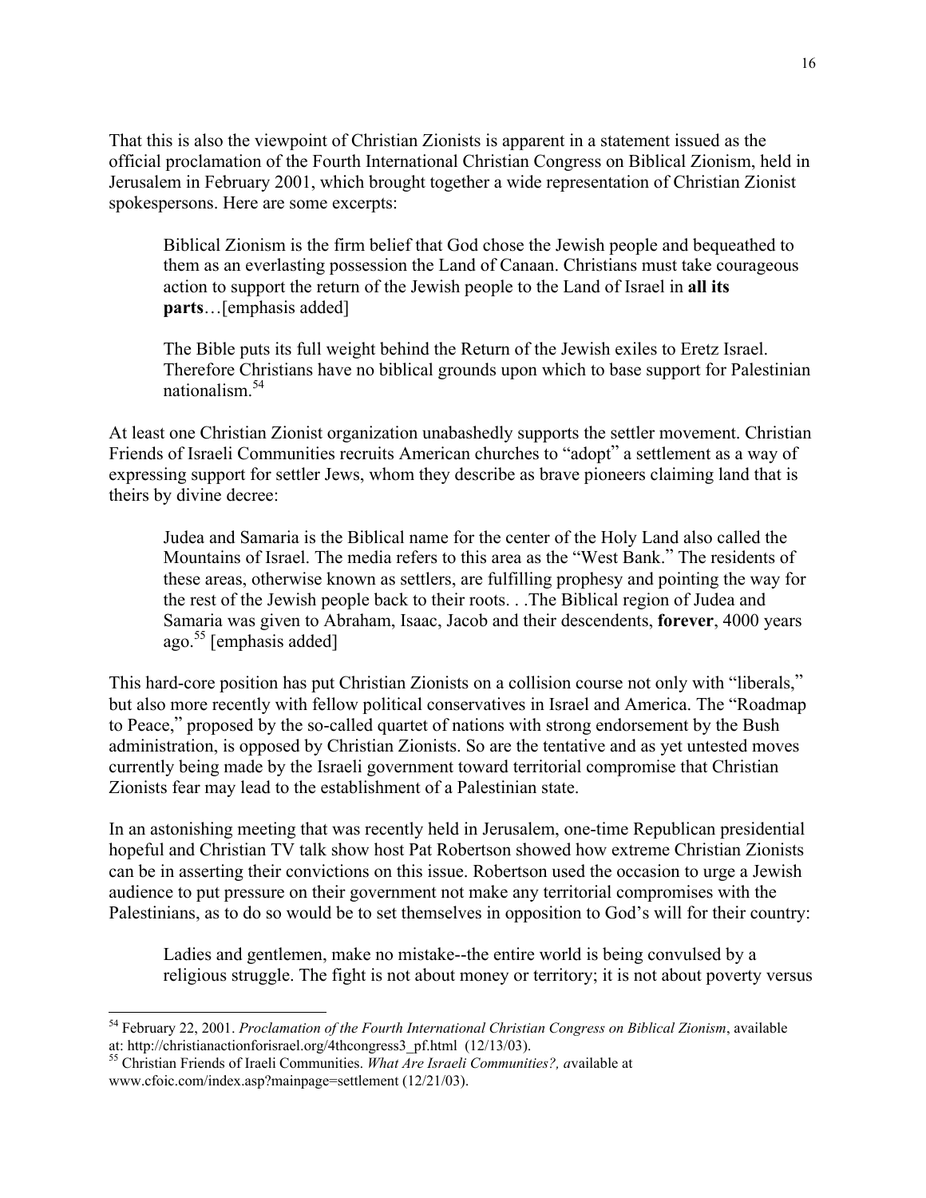That this is also the viewpoint of Christian Zionists is apparent in a statement issued as the official proclamation of the Fourth International Christian Congress on Biblical Zionism, held in Jerusalem in February 2001, which brought together a wide representation of Christian Zionist spokespersons. Here are some excerpts:

> Biblical Zionism is the firm belief that God chose the Jewish people and bequeathed to them as an everlasting possession the Land of Canaan. Christians must take courageous action to support the return of the Jewish people to the Land of Israel in **all its parts**…[emphasis added]
>
> The Bible puts its full weight behind the Return of the Jewish exiles to Eretz Israel. Therefore Christians have no biblical grounds upon which to base support for Palestinian nationalism.[54]

At least one Christian Zionist organization unabashedly supports the settler movement. Christian Friends of Israeli Communities recruits American churches to "adopt" a settlement as a way of expressing support for settler Jews, whom they describe as brave pioneers claiming land that is theirs by divine decree:

> Judea and Samaria is the Biblical name for the center of the Holy Land also called the Mountains of Israel. The media refers to this area as the "West Bank." The residents of these areas, otherwise known as settlers, are fulfilling prophesy and pointing the way for the rest of the Jewish people back to their roots. . .The Biblical region of Judea and Samaria was given to Abraham, Isaac, Jacob and their descendents, **forever**, 4000 years ago.[55] [emphasis added]

This hard-core position has put Christian Zionists on a collision course not only with "liberals," but also more recently with fellow political conservatives in Israel and America. The "Roadmap to Peace," proposed by the so-called quartet of nations with strong endorsement by the Bush administration, is opposed by Christian Zionists. So are the tentative and as yet untested moves currently being made by the Israeli government toward territorial compromise that Christian Zionists fear may lead to the establishment of a Palestinian state.

In an astonishing meeting that was recently held in Jerusalem, one-time Republican presidential hopeful and Christian TV talk show host Pat Robertson showed how extreme Christian Zionists can be in asserting their convictions on this issue. Robertson used the occasion to urge a Jewish audience to put pressure on their government not make any territorial compromises with the Palestinians, as to do so would be to set themselves in opposition to God's will for their country:

> Ladies and gentlemen, make no mistake--the entire world is being convulsed by a religious struggle. The fight is not about money or territory; it is not about poverty versus

---

[54] February 22, 2001. *Proclamation of the Fourth International Christian Congress on Biblical Zionism*, available at: http://christianactionforisrael.org/4thcongress3_pf.html (12/13/03).

[55] Christian Friends of Iraeli Communities. *What Are Israeli Communities?,* available at www.cfoic.com/index.asp?mainpage=settlement (12/21/03).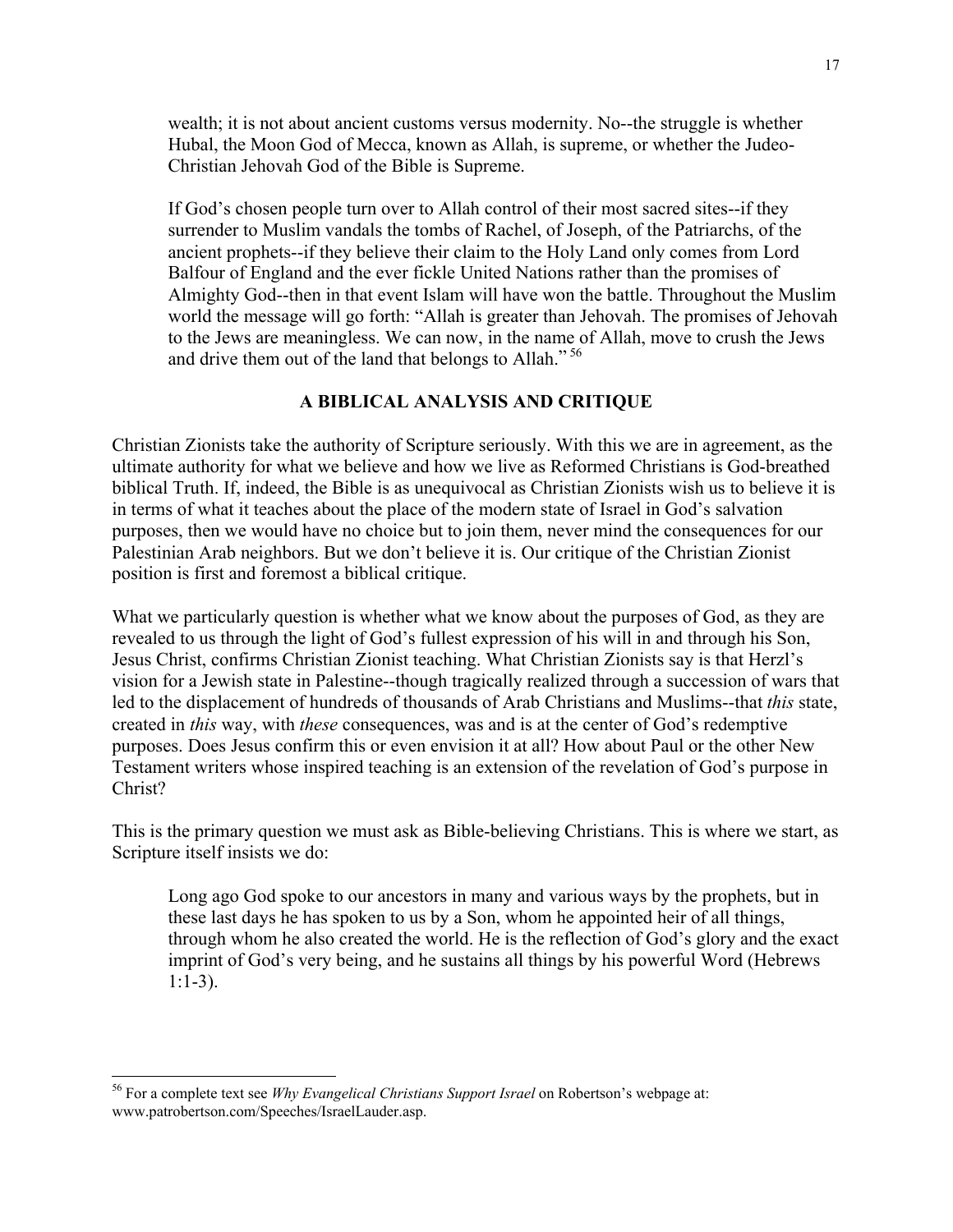> wealth; it is not about ancient customs versus modernity. No--the struggle is whether Hubal, the Moon God of Mecca, known as Allah, is supreme, or whether the Judeo-Christian Jehovah God of the Bible is Supreme.
>
> If God's chosen people turn over to Allah control of their most sacred sites--if they surrender to Muslim vandals the tombs of Rachel, of Joseph, of the Patriarchs, of the ancient prophets--if they believe their claim to the Holy Land only comes from Lord Balfour of England and the ever fickle United Nations rather than the promises of Almighty God--then in that event Islam will have won the battle. Throughout the Muslim world the message will go forth: "Allah is greater than Jehovah. The promises of Jehovah to the Jews are meaningless. We can now, in the name of Allah, move to crush the Jews and drive them out of the land that belongs to Allah."[56]

## A BIBLICAL ANALYSIS AND CRITIQUE

Christian Zionists take the authority of Scripture seriously. With this we are in agreement, as the ultimate authority for what we believe and how we live as Reformed Christians is God-breathed biblical Truth. If, indeed, the Bible is as unequivocal as Christian Zionists wish us to believe it is in terms of what it teaches about the place of the modern state of Israel in God's salvation purposes, then we would have no choice but to join them, never mind the consequences for our Palestinian Arab neighbors. But we don't believe it is. Our critique of the Christian Zionist position is first and foremost a biblical critique.

What we particularly question is whether what we know about the purposes of God, as they are revealed to us through the light of God's fullest expression of his will in and through his Son, Jesus Christ, confirms Christian Zionist teaching. What Christian Zionists say is that Herzl's vision for a Jewish state in Palestine--though tragically realized through a succession of wars that led to the displacement of hundreds of thousands of Arab Christians and Muslims--that *this* state, created in *this* way, with *these* consequences, was and is at the center of God's redemptive purposes. Does Jesus confirm this or even envision it at all? How about Paul or the other New Testament writers whose inspired teaching is an extension of the revelation of God's purpose in Christ?

This is the primary question we must ask as Bible-believing Christians. This is where we start, as Scripture itself insists we do:

> Long ago God spoke to our ancestors in many and various ways by the prophets, but in these last days he has spoken to us by a Son, whom he appointed heir of all things, through whom he also created the world. He is the reflection of God's glory and the exact imprint of God's very being, and he sustains all things by his powerful Word (Hebrews 1:1-3).

---

[56] For a complete text see *Why Evangelical Christians Support Israel* on Robertson's webpage at: www.patrobertson.com/Speeches/IsraelLauder.asp.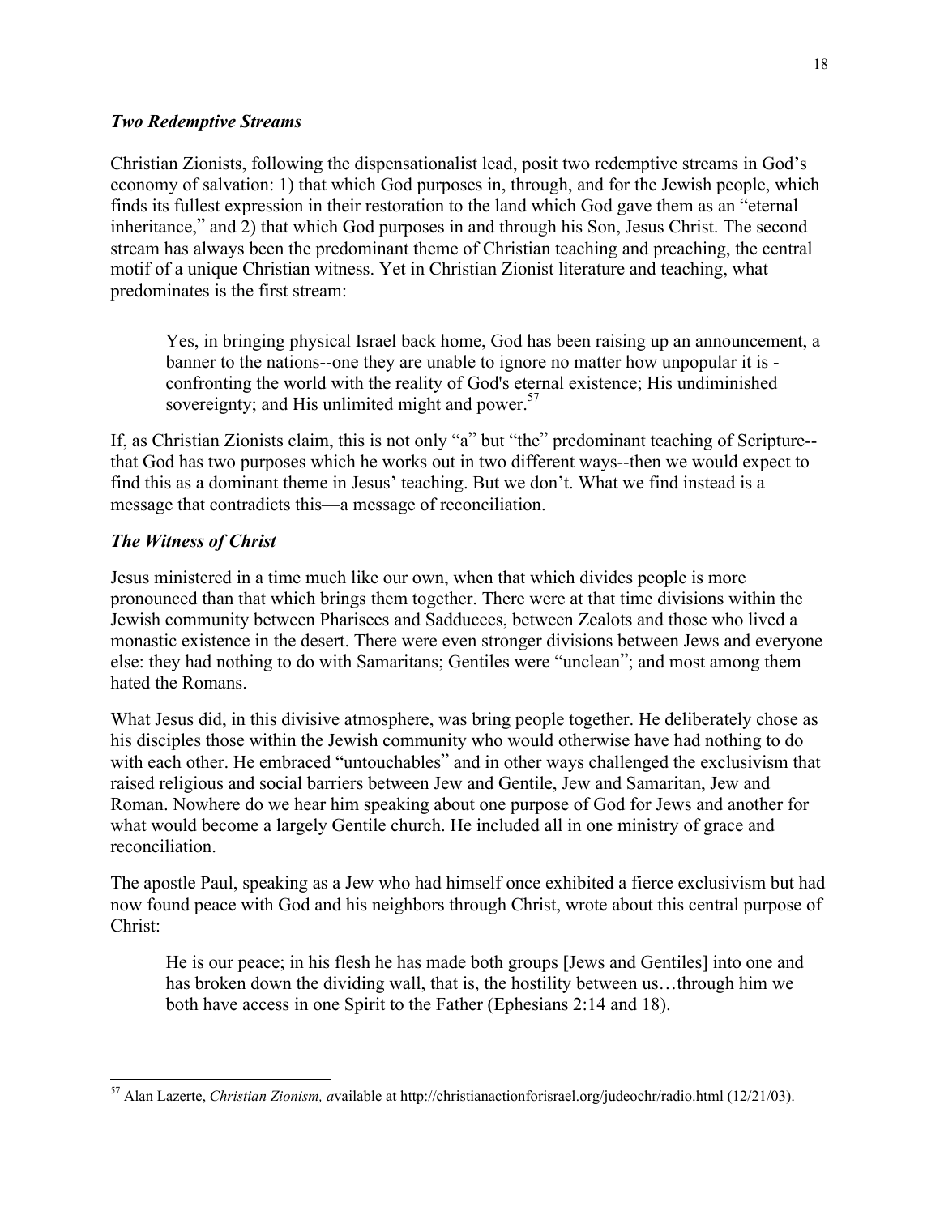### *Two Redemptive Streams*

Christian Zionists, following the dispensationalist lead, posit two redemptive streams in God's economy of salvation: 1) that which God purposes in, through, and for the Jewish people, which finds its fullest expression in their restoration to the land which God gave them as an "eternal inheritance," and 2) that which God purposes in and through his Son, Jesus Christ. The second stream has always been the predominant theme of Christian teaching and preaching, the central motif of a unique Christian witness. Yet in Christian Zionist literature and teaching, what predominates is the first stream:

> Yes, in bringing physical Israel back home, God has been raising up an announcement, a banner to the nations--one they are unable to ignore no matter how unpopular it is - confronting the world with the reality of God's eternal existence; His undiminished sovereignty; and His unlimited might and power.[57]

If, as Christian Zionists claim, this is not only "a" but "the" predominant teaching of Scripture--that God has two purposes which he works out in two different ways--then we would expect to find this as a dominant theme in Jesus' teaching. But we don't. What we find instead is a message that contradicts this—a message of reconciliation.

### *The Witness of Christ*

Jesus ministered in a time much like our own, when that which divides people is more pronounced than that which brings them together. There were at that time divisions within the Jewish community between Pharisees and Sadducees, between Zealots and those who lived a monastic existence in the desert. There were even stronger divisions between Jews and everyone else: they had nothing to do with Samaritans; Gentiles were "unclean"; and most among them hated the Romans.

What Jesus did, in this divisive atmosphere, was bring people together. He deliberately chose as his disciples those within the Jewish community who would otherwise have had nothing to do with each other. He embraced "untouchables" and in other ways challenged the exclusivism that raised religious and social barriers between Jew and Gentile, Jew and Samaritan, Jew and Roman. Nowhere do we hear him speaking about one purpose of God for Jews and another for what would become a largely Gentile church. He included all in one ministry of grace and reconciliation.

The apostle Paul, speaking as a Jew who had himself once exhibited a fierce exclusivism but had now found peace with God and his neighbors through Christ, wrote about this central purpose of Christ:

> He is our peace; in his flesh he has made both groups [Jews and Gentiles] into one and has broken down the dividing wall, that is, the hostility between us…through him we both have access in one Spirit to the Father (Ephesians 2:14 and 18).

---

[57] Alan Lazerte, *Christian Zionism, a*vailable at http://christianactionforisrael.org/judeochr/radio.html (12/21/03).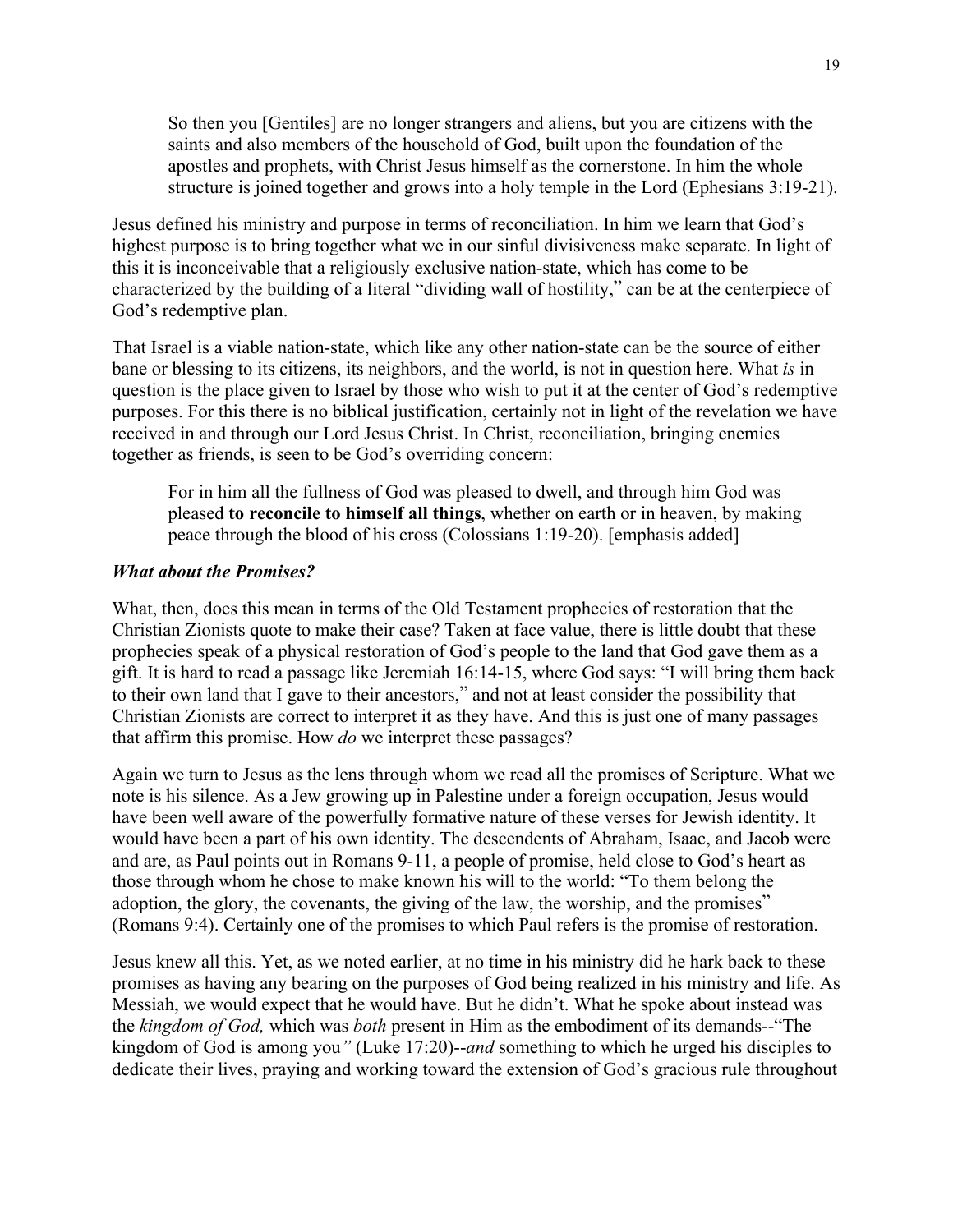> So then you [Gentiles] are no longer strangers and aliens, but you are citizens with the saints and also members of the household of God, built upon the foundation of the apostles and prophets, with Christ Jesus himself as the cornerstone. In him the whole structure is joined together and grows into a holy temple in the Lord (Ephesians 3:19-21).

Jesus defined his ministry and purpose in terms of reconciliation. In him we learn that God's highest purpose is to bring together what we in our sinful divisiveness make separate. In light of this it is inconceivable that a religiously exclusive nation-state, which has come to be characterized by the building of a literal "dividing wall of hostility," can be at the centerpiece of God's redemptive plan.

That Israel is a viable nation-state, which like any other nation-state can be the source of either bane or blessing to its citizens, its neighbors, and the world, is not in question here. What *is* in question is the place given to Israel by those who wish to put it at the center of God's redemptive purposes. For this there is no biblical justification, certainly not in light of the revelation we have received in and through our Lord Jesus Christ. In Christ, reconciliation, bringing enemies together as friends, is seen to be God's overriding concern:

> For in him all the fullness of God was pleased to dwell, and through him God was pleased **to reconcile to himself all things**, whether on earth or in heaven, by making peace through the blood of his cross (Colossians 1:19-20). [emphasis added]

### *What about the Promises?*

What, then, does this mean in terms of the Old Testament prophecies of restoration that the Christian Zionists quote to make their case? Taken at face value, there is little doubt that these prophecies speak of a physical restoration of God's people to the land that God gave them as a gift. It is hard to read a passage like Jeremiah 16:14-15, where God says: "I will bring them back to their own land that I gave to their ancestors," and not at least consider the possibility that Christian Zionists are correct to interpret it as they have. And this is just one of many passages that affirm this promise. How *do* we interpret these passages?

Again we turn to Jesus as the lens through whom we read all the promises of Scripture. What we note is his silence. As a Jew growing up in Palestine under a foreign occupation, Jesus would have been well aware of the powerfully formative nature of these verses for Jewish identity. It would have been a part of his own identity. The descendents of Abraham, Isaac, and Jacob were and are, as Paul points out in Romans 9-11, a people of promise, held close to God's heart as those through whom he chose to make known his will to the world: "To them belong the adoption, the glory, the covenants, the giving of the law, the worship, and the promises" (Romans 9:4). Certainly one of the promises to which Paul refers is the promise of restoration.

Jesus knew all this. Yet, as we noted earlier, at no time in his ministry did he hark back to these promises as having any bearing on the purposes of God being realized in his ministry and life. As Messiah, we would expect that he would have. But he didn't. What he spoke about instead was the *kingdom of God,* which was *both* present in Him as the embodiment of its demands--"The kingdom of God is among you*"* (Luke 17:20)--*and* something to which he urged his disciples to dedicate their lives, praying and working toward the extension of God's gracious rule throughout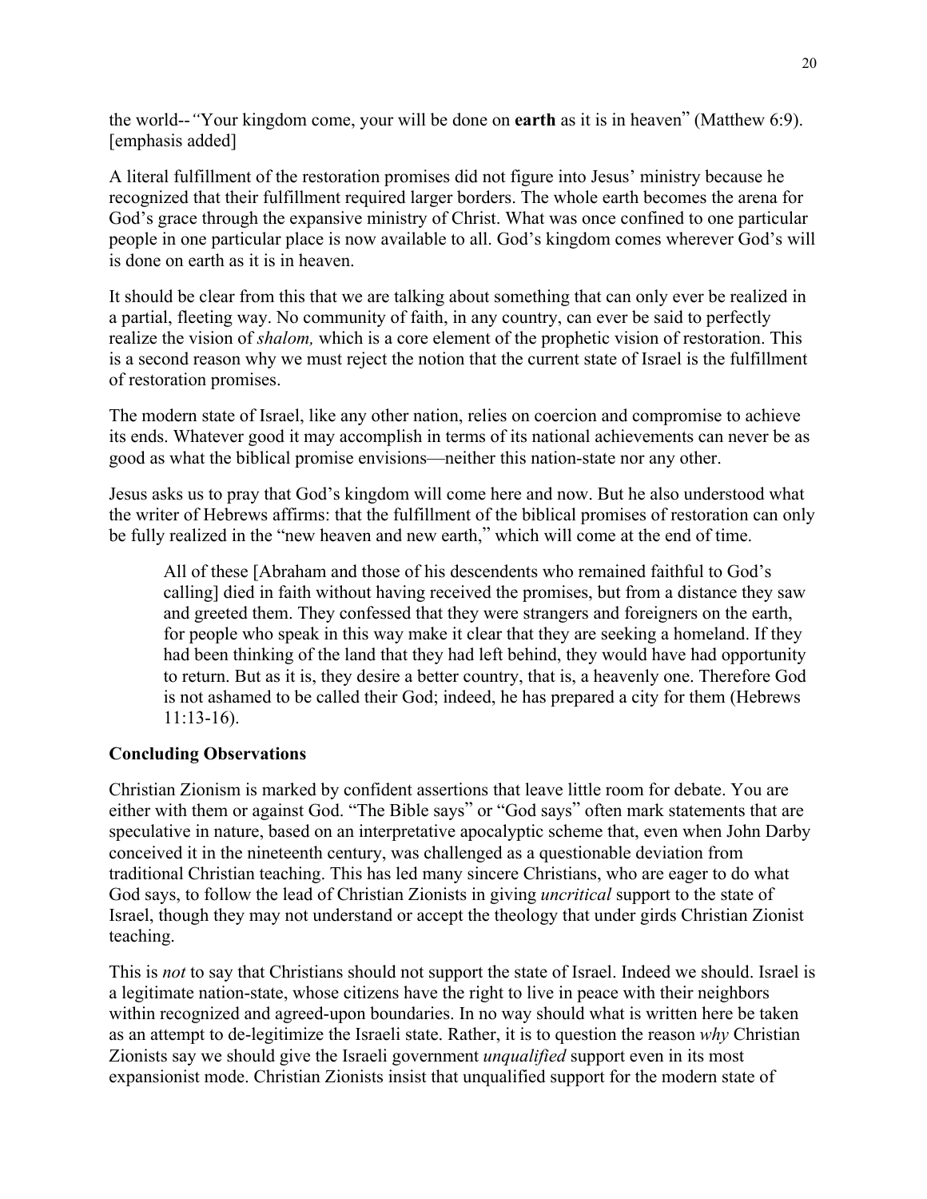the world--*"*Your kingdom come, your will be done on **earth** as it is in heaven" (Matthew 6:9). [emphasis added]

A literal fulfillment of the restoration promises did not figure into Jesus' ministry because he recognized that their fulfillment required larger borders. The whole earth becomes the arena for God's grace through the expansive ministry of Christ. What was once confined to one particular people in one particular place is now available to all. God's kingdom comes wherever God's will is done on earth as it is in heaven.

It should be clear from this that we are talking about something that can only ever be realized in a partial, fleeting way. No community of faith, in any country, can ever be said to perfectly realize the vision of *shalom,* which is a core element of the prophetic vision of restoration. This is a second reason why we must reject the notion that the current state of Israel is the fulfillment of restoration promises.

The modern state of Israel, like any other nation, relies on coercion and compromise to achieve its ends. Whatever good it may accomplish in terms of its national achievements can never be as good as what the biblical promise envisions—neither this nation-state nor any other.

Jesus asks us to pray that God's kingdom will come here and now. But he also understood what the writer of Hebrews affirms: that the fulfillment of the biblical promises of restoration can only be fully realized in the "new heaven and new earth," which will come at the end of time.

> All of these [Abraham and those of his descendents who remained faithful to God's calling] died in faith without having received the promises, but from a distance they saw and greeted them. They confessed that they were strangers and foreigners on the earth, for people who speak in this way make it clear that they are seeking a homeland. If they had been thinking of the land that they had left behind, they would have had opportunity to return. But as it is, they desire a better country, that is, a heavenly one. Therefore God is not ashamed to be called their God; indeed, he has prepared a city for them (Hebrews 11:13-16).

**Concluding Observations**

Christian Zionism is marked by confident assertions that leave little room for debate. You are either with them or against God. "The Bible says" or "God says" often mark statements that are speculative in nature, based on an interpretative apocalyptic scheme that, even when John Darby conceived it in the nineteenth century, was challenged as a questionable deviation from traditional Christian teaching. This has led many sincere Christians, who are eager to do what God says, to follow the lead of Christian Zionists in giving *uncritical* support to the state of Israel, though they may not understand or accept the theology that under girds Christian Zionist teaching.

This is *not* to say that Christians should not support the state of Israel. Indeed we should. Israel is a legitimate nation-state, whose citizens have the right to live in peace with their neighbors within recognized and agreed-upon boundaries. In no way should what is written here be taken as an attempt to de-legitimize the Israeli state. Rather, it is to question the reason *why* Christian Zionists say we should give the Israeli government *unqualified* support even in its most expansionist mode. Christian Zionists insist that unqualified support for the modern state of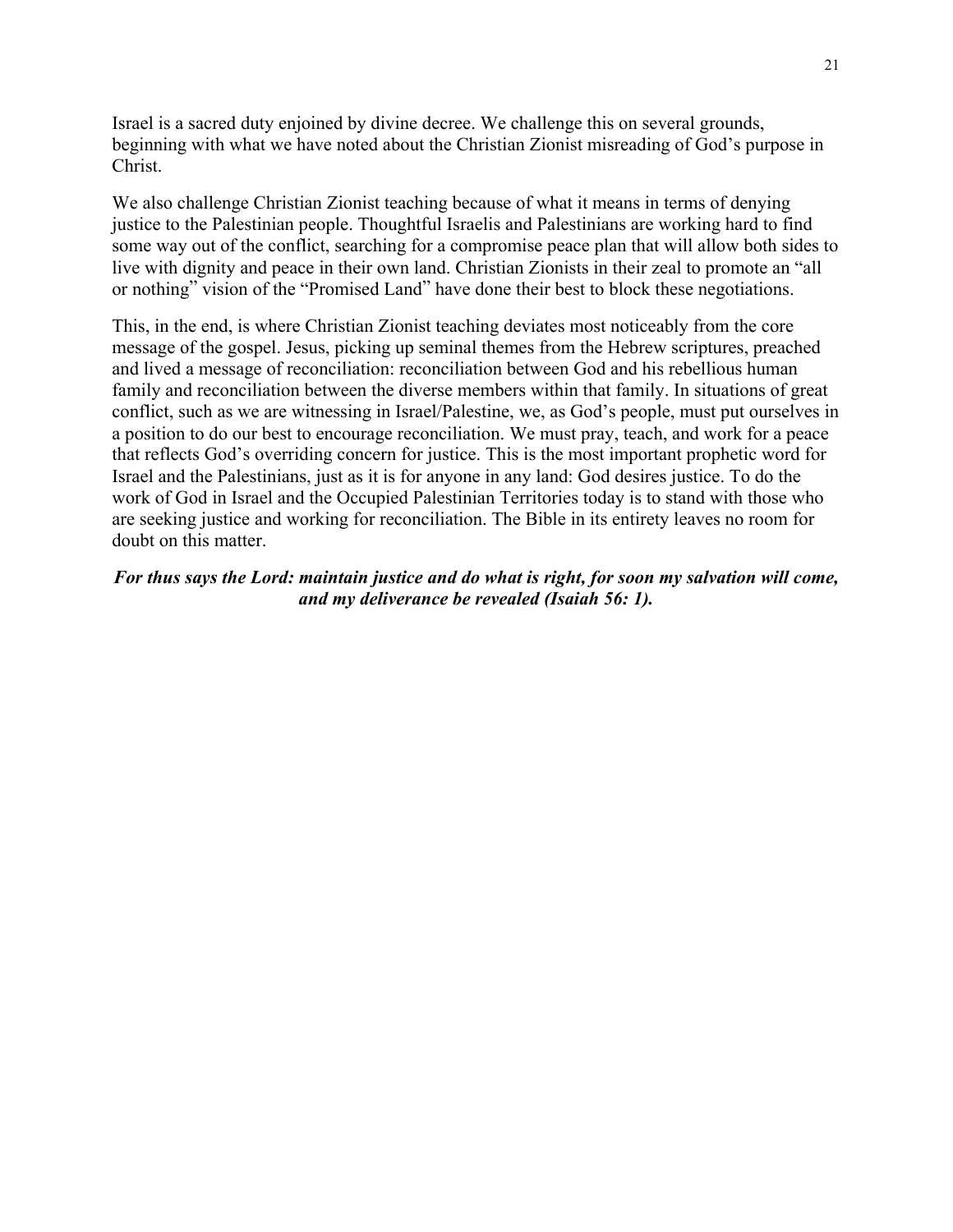Israel is a sacred duty enjoined by divine decree. We challenge this on several grounds, beginning with what we have noted about the Christian Zionist misreading of God's purpose in Christ.

We also challenge Christian Zionist teaching because of what it means in terms of denying justice to the Palestinian people. Thoughtful Israelis and Palestinians are working hard to find some way out of the conflict, searching for a compromise peace plan that will allow both sides to live with dignity and peace in their own land. Christian Zionists in their zeal to promote an "all or nothing" vision of the "Promised Land" have done their best to block these negotiations.

This, in the end, is where Christian Zionist teaching deviates most noticeably from the core message of the gospel. Jesus, picking up seminal themes from the Hebrew scriptures, preached and lived a message of reconciliation: reconciliation between God and his rebellious human family and reconciliation between the diverse members within that family. In situations of great conflict, such as we are witnessing in Israel/Palestine, we, as God's people, must put ourselves in a position to do our best to encourage reconciliation. We must pray, teach, and work for a peace that reflects God's overriding concern for justice. This is the most important prophetic word for Israel and the Palestinians, just as it is for anyone in any land: God desires justice. To do the work of God in Israel and the Occupied Palestinian Territories today is to stand with those who are seeking justice and working for reconciliation. The Bible in its entirety leaves no room for doubt on this matter.

***For thus says the Lord: maintain justice and do what is right, for soon my salvation will come, and my deliverance be revealed (Isaiah 56: 1).***